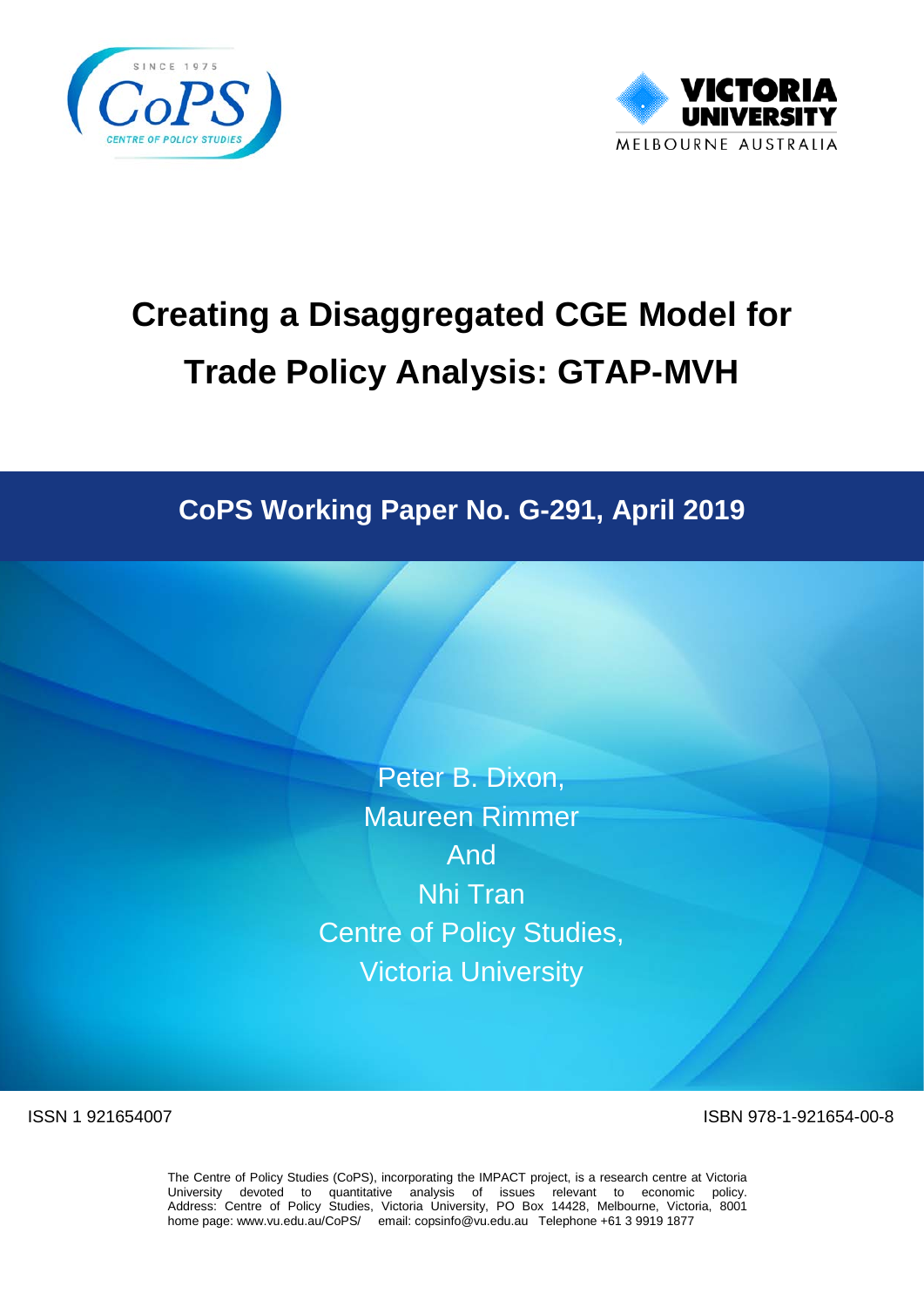# Creating a Disaggregated CGE Model for Trade Policy Analysis: GTAP-MVH

## CoPS Working Paper No. G-291, April 2019

Peter B. Dixon,
Maureen Rimmer
And
Nhi Tran
Centre of Policy Studies,
Victoria University

ISSN 1 921654007

ISBN 978-1-921654-00-8

The Centre of Policy Studies (CoPS), incorporating the IMPACT project, is a research centre at Victoria University devoted to quantitative analysis of issues relevant to economic policy. Address: Centre of Policy Studies, Victoria University, PO Box 14428, Melbourne, Victoria, 8001 home page: www.vu.edu.au/CoPS/ email: copsinfo@vu.edu.au Telephone +61 3 9919 1877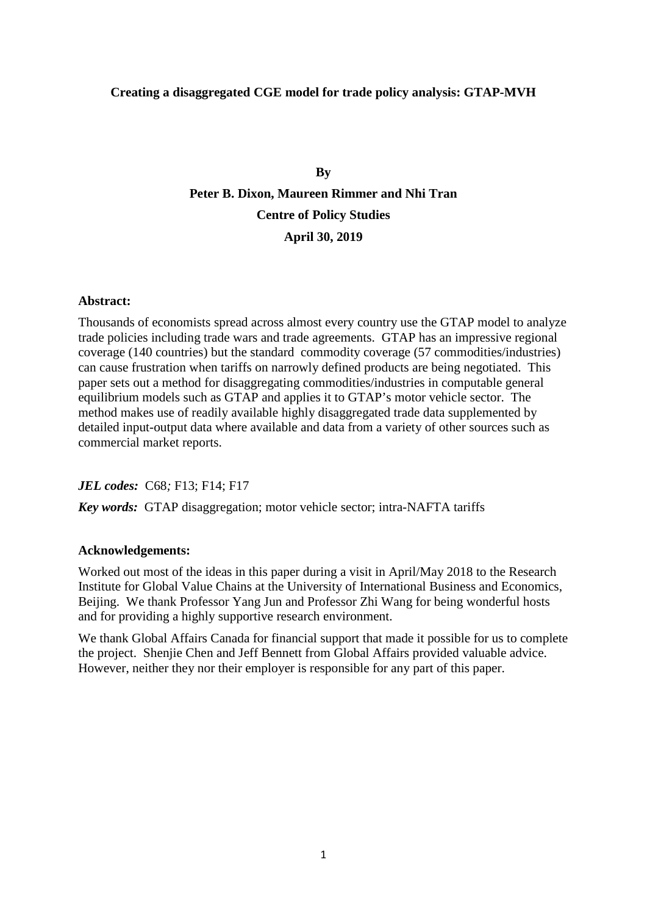**Creating a disaggregated CGE model for trade policy analysis: GTAP-MVH**

**By**

**Peter B. Dixon, Maureen Rimmer and Nhi Tran**

**Centre of Policy Studies**

**April 30, 2019**

**Abstract:**

Thousands of economists spread across almost every country use the GTAP model to analyze trade policies including trade wars and trade agreements. GTAP has an impressive regional coverage (140 countries) but the standard commodity coverage (57 commodities/industries) can cause frustration when tariffs on narrowly defined products are being negotiated. This paper sets out a method for disaggregating commodities/industries in computable general equilibrium models such as GTAP and applies it to GTAP's motor vehicle sector. The method makes use of readily available highly disaggregated trade data supplemented by detailed input-output data where available and data from a variety of other sources such as commercial market reports.

***JEL codes:*** C68*;* F13; F14; F17

***Key words:*** GTAP disaggregation; motor vehicle sector; intra-NAFTA tariffs

**Acknowledgements:**

Worked out most of the ideas in this paper during a visit in April/May 2018 to the Research Institute for Global Value Chains at the University of International Business and Economics, Beijing. We thank Professor Yang Jun and Professor Zhi Wang for being wonderful hosts and for providing a highly supportive research environment.

We thank Global Affairs Canada for financial support that made it possible for us to complete the project. Shenjie Chen and Jeff Bennett from Global Affairs provided valuable advice. However, neither they nor their employer is responsible for any part of this paper.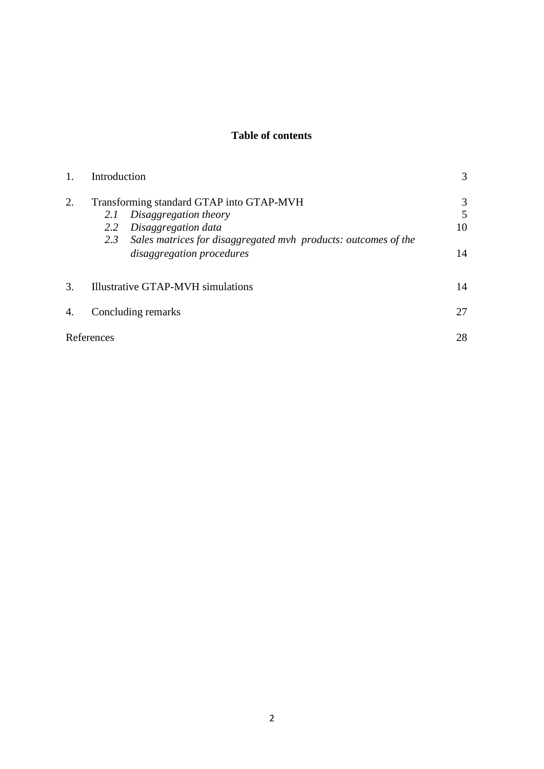**Table of contents**

| | | |
|---|---|---|
| 1. | Introduction | 3 |
| 2. | Transforming standard GTAP into GTAP-MVH | 3 |
| | *2.1 Disaggregation theory* | 5 |
| | *2.2 Disaggregation data* | 10 |
| | *2.3 Sales matrices for disaggregated mvh products: outcomes of the disaggregation procedures* | 14 |
| 3. | Illustrative GTAP-MVH simulations | 14 |
| 4. | Concluding remarks | 27 |
| References | | 28 |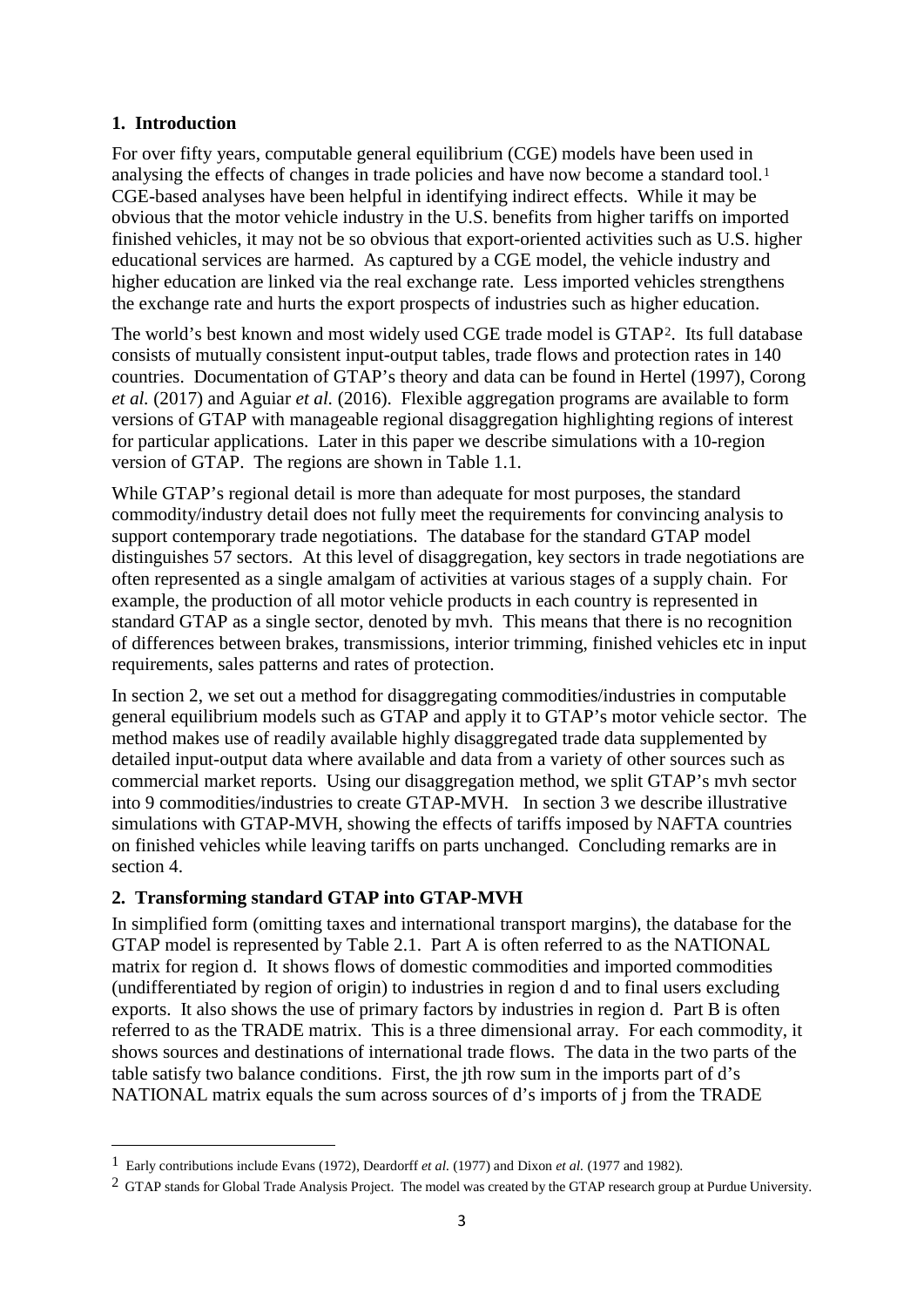## 1. Introduction

For over fifty years, computable general equilibrium (CGE) models have been used in analysing the effects of changes in trade policies and have now become a standard tool.[1] CGE-based analyses have been helpful in identifying indirect effects. While it may be obvious that the motor vehicle industry in the U.S. benefits from higher tariffs on imported finished vehicles, it may not be so obvious that export-oriented activities such as U.S. higher educational services are harmed. As captured by a CGE model, the vehicle industry and higher education are linked via the real exchange rate. Less imported vehicles strengthens the exchange rate and hurts the export prospects of industries such as higher education.

The world's best known and most widely used CGE trade model is GTAP[2]. Its full database consists of mutually consistent input-output tables, trade flows and protection rates in 140 countries. Documentation of GTAP's theory and data can be found in Hertel (1997), Corong *et al.* (2017) and Aguiar *et al.* (2016). Flexible aggregation programs are available to form versions of GTAP with manageable regional disaggregation highlighting regions of interest for particular applications. Later in this paper we describe simulations with a 10-region version of GTAP. The regions are shown in Table 1.1.

While GTAP's regional detail is more than adequate for most purposes, the standard commodity/industry detail does not fully meet the requirements for convincing analysis to support contemporary trade negotiations. The database for the standard GTAP model distinguishes 57 sectors. At this level of disaggregation, key sectors in trade negotiations are often represented as a single amalgam of activities at various stages of a supply chain. For example, the production of all motor vehicle products in each country is represented in standard GTAP as a single sector, denoted by mvh. This means that there is no recognition of differences between brakes, transmissions, interior trimming, finished vehicles etc in input requirements, sales patterns and rates of protection.

In section 2, we set out a method for disaggregating commodities/industries in computable general equilibrium models such as GTAP and apply it to GTAP's motor vehicle sector. The method makes use of readily available highly disaggregated trade data supplemented by detailed input-output data where available and data from a variety of other sources such as commercial market reports. Using our disaggregation method, we split GTAP's mvh sector into 9 commodities/industries to create GTAP-MVH. In section 3 we describe illustrative simulations with GTAP-MVH, showing the effects of tariffs imposed by NAFTA countries on finished vehicles while leaving tariffs on parts unchanged. Concluding remarks are in section 4.

## 2. Transforming standard GTAP into GTAP-MVH

In simplified form (omitting taxes and international transport margins), the database for the GTAP model is represented by Table 2.1. Part A is often referred to as the NATIONAL matrix for region d. It shows flows of domestic commodities and imported commodities (undifferentiated by region of origin) to industries in region d and to final users excluding exports. It also shows the use of primary factors by industries in region d. Part B is often referred to as the TRADE matrix. This is a three dimensional array. For each commodity, it shows sources and destinations of international trade flows. The data in the two parts of the table satisfy two balance conditions. First, the jth row sum in the imports part of d's NATIONAL matrix equals the sum across sources of d's imports of j from the TRADE

[1] Early contributions include Evans (1972), Deardorff *et al.* (1977) and Dixon *et al.* (1977 and 1982).

[2] GTAP stands for Global Trade Analysis Project. The model was created by the GTAP research group at Purdue University.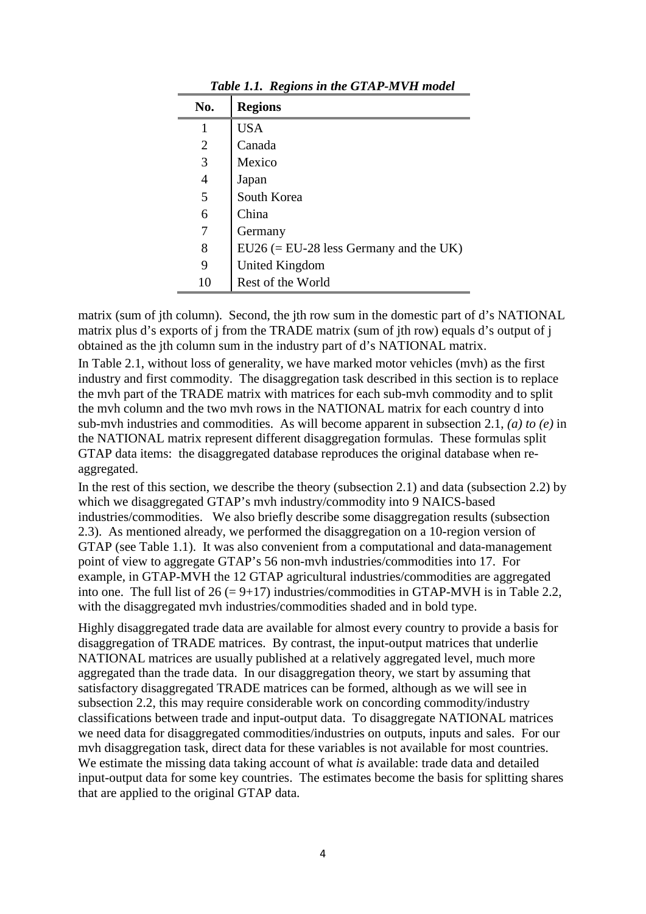*Table 1.1. Regions in the GTAP-MVH model*

| No. | Regions |
|---|---|
| 1 | USA |
| 2 | Canada |
| 3 | Mexico |
| 4 | Japan |
| 5 | South Korea |
| 6 | China |
| 7 | Germany |
| 8 | EU26 (= EU-28 less Germany and the UK) |
| 9 | United Kingdom |
| 10 | Rest of the World |

matrix (sum of jth column). Second, the jth row sum in the domestic part of d's NATIONAL matrix plus d's exports of j from the TRADE matrix (sum of jth row) equals d's output of j obtained as the jth column sum in the industry part of d's NATIONAL matrix.

In Table 2.1, without loss of generality, we have marked motor vehicles (mvh) as the first industry and first commodity. The disaggregation task described in this section is to replace the mvh part of the TRADE matrix with matrices for each sub-mvh commodity and to split the mvh column and the two mvh rows in the NATIONAL matrix for each country d into sub-mvh industries and commodities. As will become apparent in subsection 2.1, *(a) to (e)* in the NATIONAL matrix represent different disaggregation formulas. These formulas split GTAP data items: the disaggregated database reproduces the original database when re-aggregated.

In the rest of this section, we describe the theory (subsection 2.1) and data (subsection 2.2) by which we disaggregated GTAP's mvh industry/commodity into 9 NAICS-based industries/commodities. We also briefly describe some disaggregation results (subsection 2.3). As mentioned already, we performed the disaggregation on a 10-region version of GTAP (see Table 1.1). It was also convenient from a computational and data-management point of view to aggregate GTAP's 56 non-mvh industries/commodities into 17. For example, in GTAP-MVH the 12 GTAP agricultural industries/commodities are aggregated into one. The full list of 26 (= 9+17) industries/commodities in GTAP-MVH is in Table 2.2, with the disaggregated mvh industries/commodities shaded and in bold type.

Highly disaggregated trade data are available for almost every country to provide a basis for disaggregation of TRADE matrices. By contrast, the input-output matrices that underlie NATIONAL matrices are usually published at a relatively aggregated level, much more aggregated than the trade data. In our disaggregation theory, we start by assuming that satisfactory disaggregated TRADE matrices can be formed, although as we will see in subsection 2.2, this may require considerable work on concording commodity/industry classifications between trade and input-output data. To disaggregate NATIONAL matrices we need data for disaggregated commodities/industries on outputs, inputs and sales. For our mvh disaggregation task, direct data for these variables is not available for most countries. We estimate the missing data taking account of what *is* available: trade data and detailed input-output data for some key countries. The estimates become the basis for splitting shares that are applied to the original GTAP data.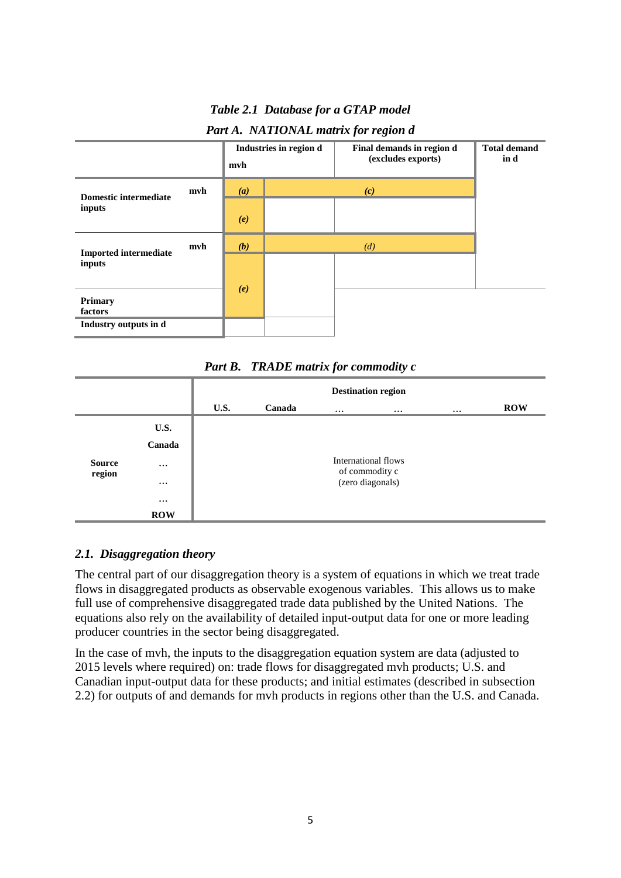*Table 2.1 Database for a GTAP model*

*Part A. NATIONAL matrix for region d*

| | | Industries in region d mvh | | Final demands in region d (excludes exports) | Total demand in d |
|---|---|---|---|---|---|
| Domestic intermediate inputs | mvh | *(a)* | | *(c)* | |
| | | *(e)* | | | |
| Imported intermediate inputs | mvh | *(b)* | | *(d)* | |
| | | *(e)* | | | |
| Primary factors | | | | | |
| Industry outputs in d | | | | | |

*Part B. TRADE matrix for commodity c*

| | | Destination region | | | | | |
|---|---|---|---|---|---|---|---|
| | | U.S. | Canada | … | … | … | ROW |
| Source region | U.S. | | | | | | |
| | Canada | | | | | | |
| | … | | | International flows of commodity c (zero diagonals) | | | |
| | … | | | | | | |
| | … | | | | | | |
| | ROW | | | | | | |

## 2.1. Disaggregation theory

The central part of our disaggregation theory is a system of equations in which we treat trade flows in disaggregated products as observable exogenous variables. This allows us to make full use of comprehensive disaggregated trade data published by the United Nations. The equations also rely on the availability of detailed input-output data for one or more leading producer countries in the sector being disaggregated.

In the case of mvh, the inputs to the disaggregation equation system are data (adjusted to 2015 levels where required) on: trade flows for disaggregated mvh products; U.S. and Canadian input-output data for these products; and initial estimates (described in subsection 2.2) for outputs of and demands for mvh products in regions other than the U.S. and Canada.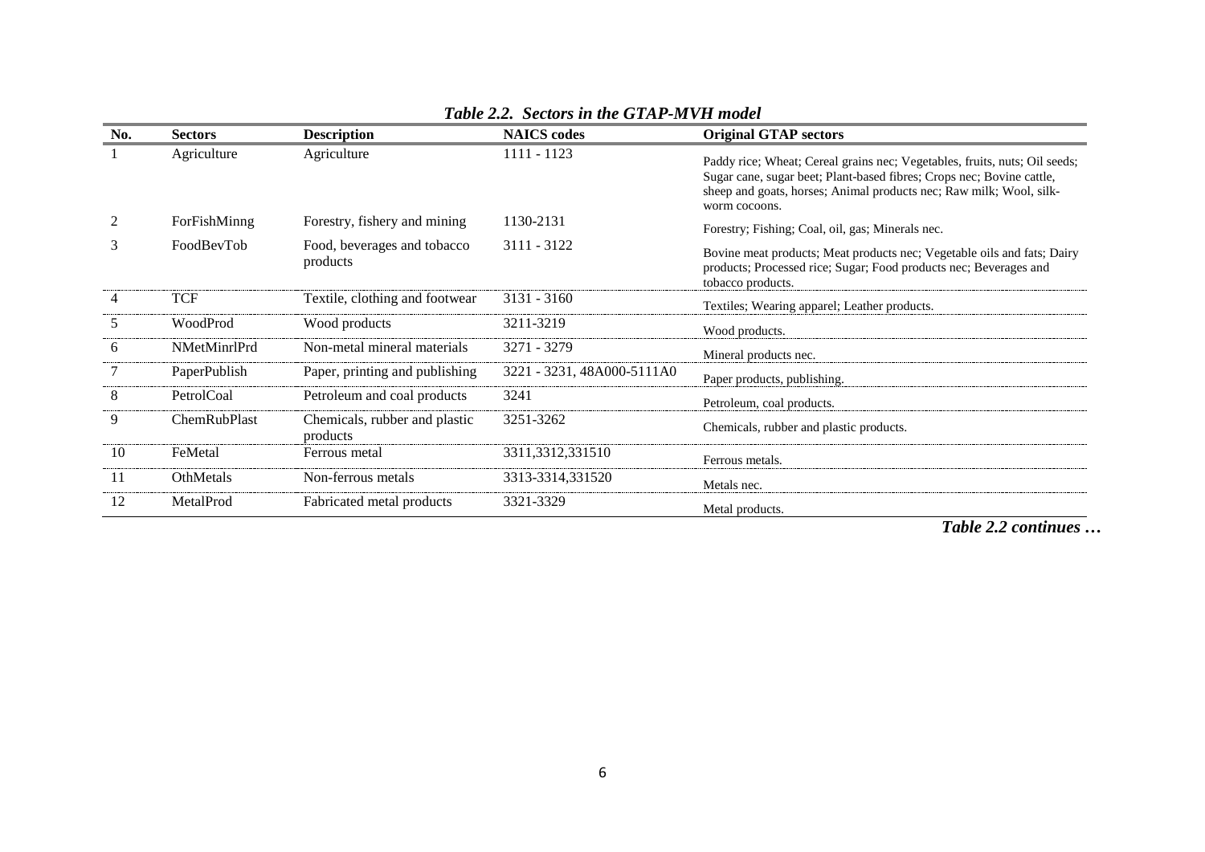*Table 2.2. Sectors in the GTAP-MVH model*

| No. | Sectors | Description | NAICS codes | Original GTAP sectors |
|---|---|---|---|---|
| 1 | Agriculture | Agriculture | 1111 - 1123 | Paddy rice; Wheat; Cereal grains nec; Vegetables, fruits, nuts; Oil seeds; Sugar cane, sugar beet; Plant-based fibres; Crops nec; Bovine cattle, sheep and goats, horses; Animal products nec; Raw milk; Wool, silk-worm cocoons. |
| 2 | ForFishMinng | Forestry, fishery and mining | 1130-2131 | Forestry; Fishing; Coal, oil, gas; Minerals nec. |
| 3 | FoodBevTob | Food, beverages and tobacco products | 3111 - 3122 | Bovine meat products; Meat products nec; Vegetable oils and fats; Dairy products; Processed rice; Sugar; Food products nec; Beverages and tobacco products. |
| 4 | TCF | Textile, clothing and footwear | 3131 - 3160 | Textiles; Wearing apparel; Leather products. |
| 5 | WoodProd | Wood products | 3211-3219 | Wood products. |
| 6 | NMetMinrlPrd | Non-metal mineral materials | 3271 - 3279 | Mineral products nec. |
| 7 | PaperPublish | Paper, printing and publishing | 3221 - 3231, 48A000-5111A0 | Paper products, publishing. |
| 8 | PetrolCoal | Petroleum and coal products | 3241 | Petroleum, coal products. |
| 9 | ChemRubPlast | Chemicals, rubber and plastic products | 3251-3262 | Chemicals, rubber and plastic products. |
| 10 | FeMetal | Ferrous metal | 3311,3312,331510 | Ferrous metals. |
| 11 | OthMetals | Non-ferrous metals | 3313-3314,331520 | Metals nec. |
| 12 | MetalProd | Fabricated metal products | 3321-3329 | Metal products. |

***Table 2.2 continues …***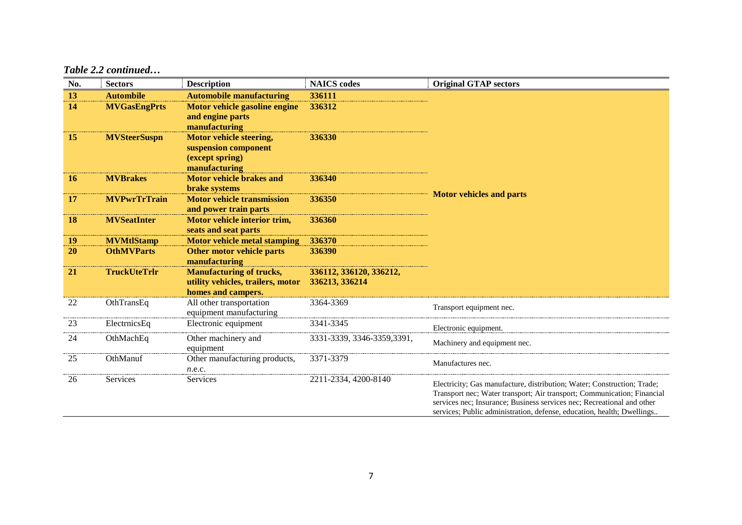*Table 2.2 continued…*

| No. | Sectors | Description | NAICS codes | Original GTAP sectors |
|---|---|---|---|---|
| **13** | **Autombile** | **Automobile manufacturing** | **336111** | **Motor vehicles and parts** |
| **14** | **MVGasEngPrts** | **Motor vehicle gasoline engine and engine parts manufacturing** | **336312** | |
| **15** | **MVSteerSuspn** | **Motor vehicle steering, suspension component (except spring) manufacturing** | **336330** | |
| **16** | **MVBrakes** | **Motor vehicle brakes and brake systems** | **336340** | |
| **17** | **MVPwrTrTrain** | **Motor vehicle transmission and power train parts** | **336350** | |
| **18** | **MVSeatInter** | **Motor vehicle interior trim, seats and seat parts** | **336360** | |
| **19** | **MVMtlStamp** | **Motor vehicle metal stamping** | **336370** | |
| **20** | **OthMVParts** | **Other motor vehicle parts manufacturing** | **336390** | |
| **21** | **TruckUteTrlr** | **Manufacturing of trucks, utility vehicles, trailers, motor homes and campers.** | **336112, 336120, 336212, 336213, 336214** | |
| 22 | OthTransEq | All other transportation equipment manufacturing | 3364-3369 | Transport equipment nec. |
| 23 | ElectrnicsEq | Electronic equipment | 3341-3345 | Electronic equipment. |
| 24 | OthMachEq | Other machinery and equipment | 3331-3339, 3346-3359,3391, | Machinery and equipment nec. |
| 25 | OthManuf | Other manufacturing products, *n*.e.c. | 3371-3379 | Manufactures nec. |
| 26 | Services | Services | 2211-2334, 4200-8140 | Electricity; Gas manufacture, distribution; Water; Construction; Trade; Transport nec; Water transport; Air transport; Communication; Financial services nec; Insurance; Business services nec; Recreational and other services; Public administration, defense, education, health; Dwellings.. |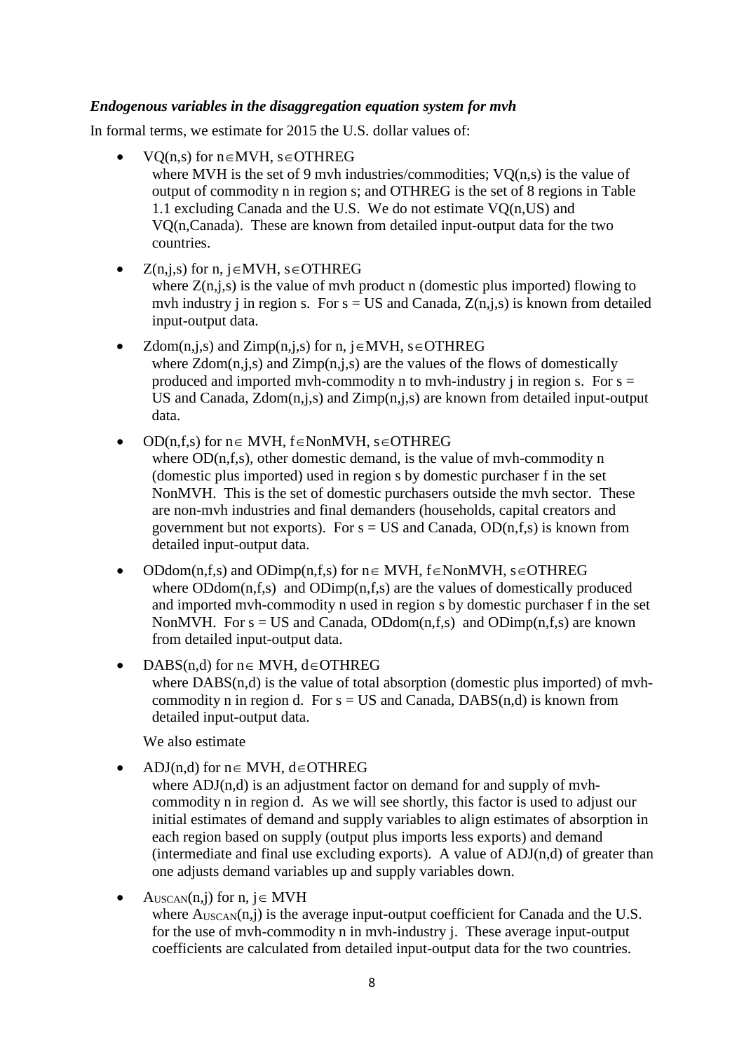***Endogenous variables in the disaggregation equation system for mvh***

In formal terms, we estimate for 2015 the U.S. dollar values of:

- VQ(n,s) for n∈MVH, s∈OTHREG
  where MVH is the set of 9 mvh industries/commodities; VQ(n,s) is the value of output of commodity n in region s; and OTHREG is the set of 8 regions in Table 1.1 excluding Canada and the U.S. We do not estimate VQ(n,US) and VQ(n,Canada). These are known from detailed input-output data for the two countries.

- Z(n,j,s) for n, j∈MVH, s∈OTHREG
  where Z(n,j,s) is the value of mvh product n (domestic plus imported) flowing to mvh industry j in region s. For s = US and Canada, Z(n,j,s) is known from detailed input-output data.

- Zdom(n,j,s) and Zimp(n,j,s) for n, j∈MVH, s∈OTHREG
  where Zdom(n,j,s) and Zimp(n,j,s) are the values of the flows of domestically produced and imported mvh-commodity n to mvh-industry j in region s. For s = US and Canada, Zdom(n,j,s) and Zimp(n,j,s) are known from detailed input-output data.

- OD(n,f,s) for n∈ MVH, f∈NonMVH, s∈OTHREG
  where OD(n,f,s), other domestic demand, is the value of mvh-commodity n (domestic plus imported) used in region s by domestic purchaser f in the set NonMVH. This is the set of domestic purchasers outside the mvh sector. These are non-mvh industries and final demanders (households, capital creators and government but not exports). For s = US and Canada, OD(n,f,s) is known from detailed input-output data.

- ODdom(n,f,s) and ODimp(n,f,s) for n∈ MVH, f∈NonMVH, s∈OTHREG
  where ODdom(n,f,s) and ODimp(n,f,s) are the values of domestically produced and imported mvh-commodity n used in region s by domestic purchaser f in the set NonMVH. For s = US and Canada, ODdom(n,f,s) and ODimp(n,f,s) are known from detailed input-output data.

- DABS(n,d) for n∈ MVH, d∈OTHREG
  where DABS(n,d) is the value of total absorption (domestic plus imported) of mvh-commodity n in region d. For s = US and Canada, DABS(n,d) is known from detailed input-output data.

  We also estimate

- ADJ(n,d) for n∈ MVH, d∈OTHREG
  where ADJ(n,d) is an adjustment factor on demand for and supply of mvh-commodity n in region d. As we will see shortly, this factor is used to adjust our initial estimates of demand and supply variables to align estimates of absorption in each region based on supply (output plus imports less exports) and demand (intermediate and final use excluding exports). A value of ADJ(n,d) of greater than one adjusts demand variables up and supply variables down.

- $A_{USCAN}(n,j)$ for n, j∈ MVH
  where $A_{USCAN}(n,j)$ is the average input-output coefficient for Canada and the U.S. for the use of mvh-commodity n in mvh-industry j. These average input-output coefficients are calculated from detailed input-output data for the two countries.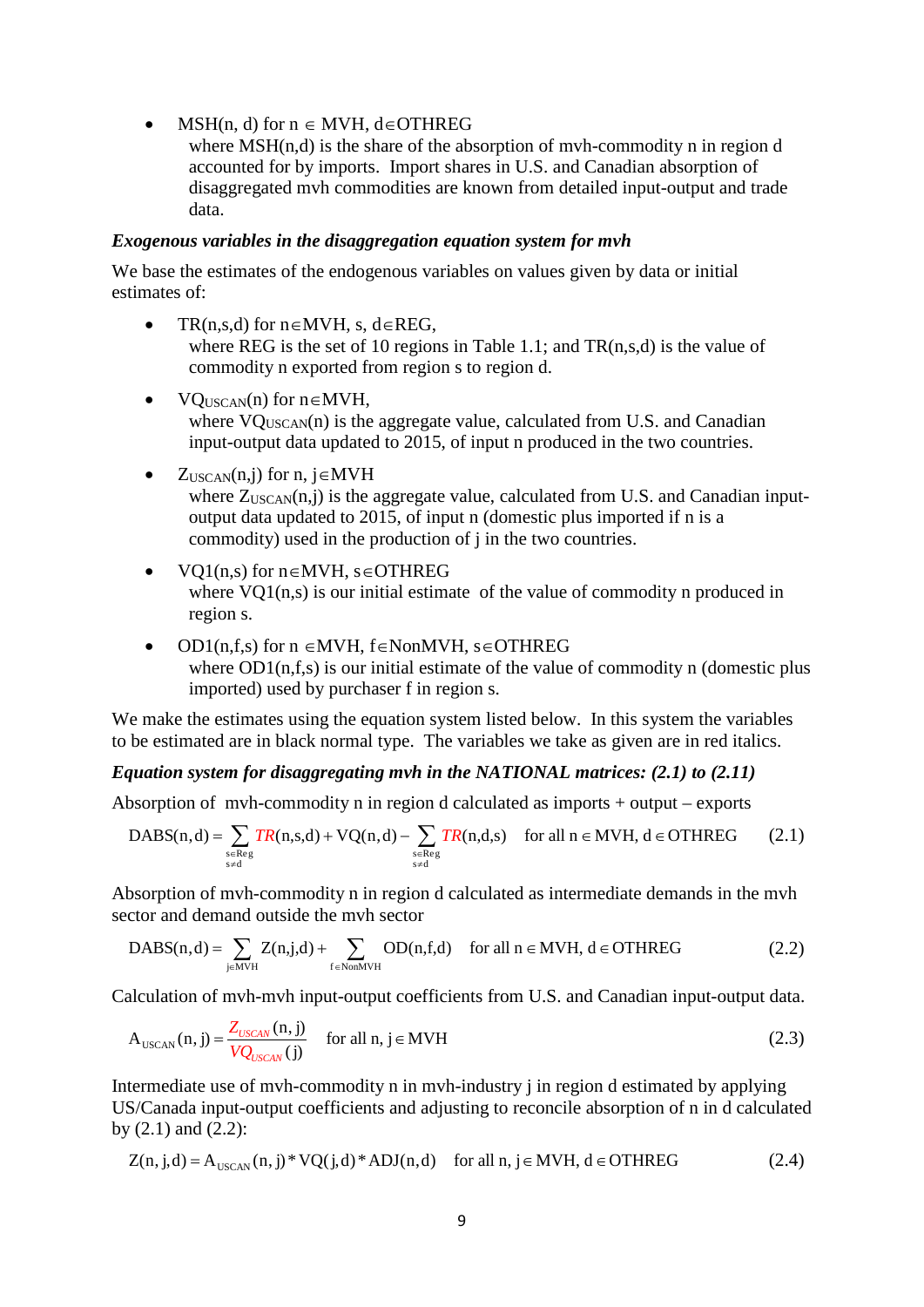- $MSH(n, d)$ for $n \in MVH$, $d \in OTHREG$
  where $MSH(n,d)$ is the share of the absorption of mvh-commodity n in region d accounted for by imports. Import shares in U.S. and Canadian absorption of disaggregated mvh commodities are known from detailed input-output and trade data.

***Exogenous variables in the disaggregation equation system for mvh***

We base the estimates of the endogenous variables on values given by data or initial estimates of:

- $TR(n,s,d)$ for $n \in MVH$, s, $d \in REG$,
  where REG is the set of 10 regions in Table 1.1; and $TR(n,s,d)$ is the value of commodity n exported from region s to region d.

- $VQ_{USCAN}(n)$ for $n \in MVH$,
  where $VQ_{USCAN}(n)$ is the aggregate value, calculated from U.S. and Canadian input-output data updated to 2015, of input n produced in the two countries.

- $Z_{USCAN}(n,j)$ for $n, j \in MVH$
  where $Z_{USCAN}(n,j)$ is the aggregate value, calculated from U.S. and Canadian input-output data updated to 2015, of input n (domestic plus imported if n is a commodity) used in the production of j in the two countries.

- $VQ1(n,s)$ for $n \in MVH$, $s \in OTHREG$
  where $VQ1(n,s)$ is our initial estimate of the value of commodity n produced in region s.

- $OD1(n,f,s)$ for $n \in MVH$, $f \in NonMVH$, $s \in OTHREG$
  where $OD1(n,f,s)$ is our initial estimate of the value of commodity n (domestic plus imported) used by purchaser f in region s.

We make the estimates using the equation system listed below. In this system the variables to be estimated are in black normal type. The variables we take as given are in red italics.

***Equation system for disaggregating mvh in the NATIONAL matrices: (2.1) to (2.11)***

Absorption of mvh-commodity n in region d calculated as imports + output – exports

$$DABS(n,d) = \sum_{\substack{s \in Reg \\ s \neq d}} \mathit{TR}(n,s,d) + VQ(n,d) - \sum_{\substack{s \in Reg \\ s \neq d}} \mathit{TR}(n,d,s) \quad \text{for all } n \in MVH, d \in OTHREG \tag{2.1}$$

Absorption of mvh-commodity n in region d calculated as intermediate demands in the mvh sector and demand outside the mvh sector

$$DABS(n,d) = \sum_{j \in MVH} Z(n,j,d) + \sum_{f \in NonMVH} OD(n,f,d) \quad \text{for all } n \in MVH, d \in OTHREG \tag{2.2}$$

Calculation of mvh-mvh input-output coefficients from U.S. and Canadian input-output data.

$$A_{USCAN}(n,j) = \frac{\mathit{Z_{USCAN}}(n,j)}{\mathit{VQ_{USCAN}}(j)} \quad \text{for all } n, j \in MVH \tag{2.3}$$

Intermediate use of mvh-commodity n in mvh-industry j in region d estimated by applying US/Canada input-output coefficients and adjusting to reconcile absorption of n in d calculated by (2.1) and (2.2):

$$Z(n,j,d) = A_{USCAN}(n,j) * VQ(j,d) * ADJ(n,d) \quad \text{for all } n, j \in MVH, d \in OTHREG \tag{2.4}$$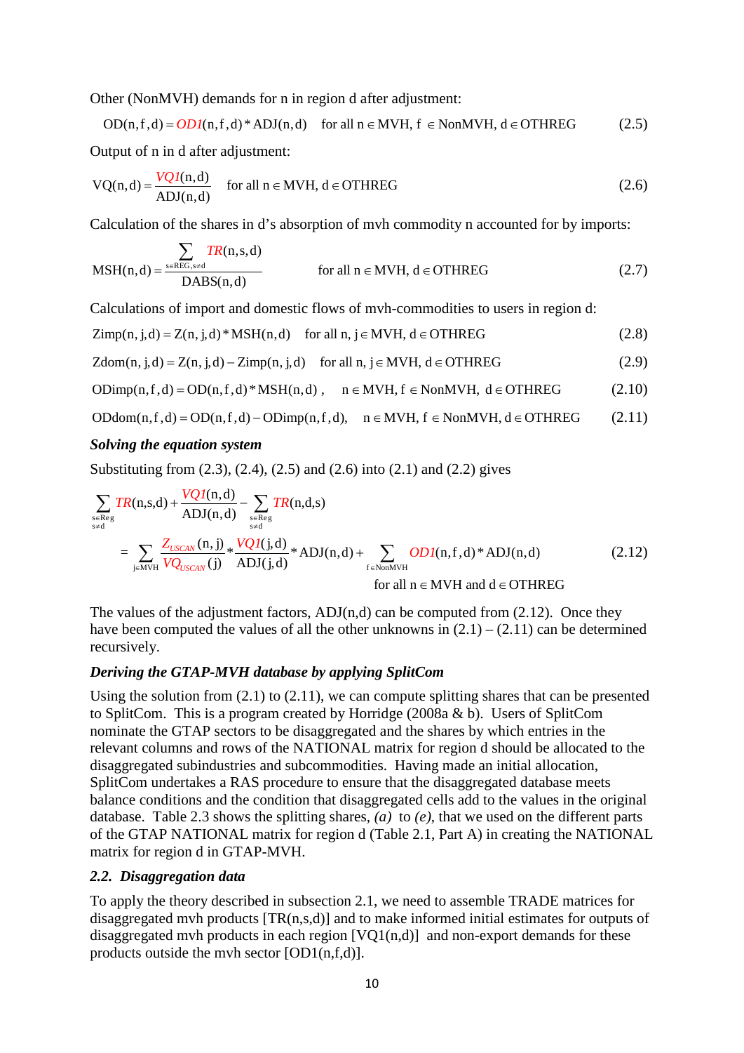Other (NonMVH) demands for n in region d after adjustment:

$$OD(n,f,d) = \mathit{OD1}(n,f,d) * ADJ(n,d) \quad \text{for all } n \in MVH,\ f \in NonMVH,\ d \in OTHREG \tag{2.5}$$

Output of n in d after adjustment:

$$VQ(n,d) = \frac{\mathit{VQ1}(n,d)}{ADJ(n,d)} \quad \text{for all } n \in MVH,\ d \in OTHREG \tag{2.6}$$

Calculation of the shares in d's absorption of mvh commodity n accounted for by imports:

$$MSH(n,d) = \frac{\sum_{s \in REG, s \neq d} \mathit{TR}(n,s,d)}{DABS(n,d)} \quad \text{for all } n \in MVH,\ d \in OTHREG \tag{2.7}$$

Calculations of import and domestic flows of mvh-commodities to users in region d:

$$Zimp(n,j,d) = Z(n,j,d) * MSH(n,d) \quad \text{for all } n, j \in MVH,\ d \in OTHREG \tag{2.8}$$

$$Zdom(n,j,d) = Z(n,j,d) - Zimp(n,j,d) \quad \text{for all } n, j \in MVH,\ d \in OTHREG \tag{2.9}$$

$$ODimp(n,f,d) = OD(n,f,d) * MSH(n,d), \quad n \in MVH,\ f \in NonMVH,\ d \in OTHREG \tag{2.10}$$

$$ODdom(n,f,d) = OD(n,f,d) - ODimp(n,f,d), \quad n \in MVH,\ f \in NonMVH,\ d \in OTHREG \tag{2.11}$$

***Solving the equation system***

Substituting from (2.3), (2.4), (2.5) and (2.6) into (2.1) and (2.2) gives

$$\sum_{\substack{s \in Reg \\ s \neq d}} \mathit{TR}(n,s,d) + \frac{\mathit{VQ1}(n,d)}{ADJ(n,d)} - \sum_{\substack{s \in Reg \\ s \neq d}} \mathit{TR}(n,d,s)$$
$$= \sum_{j \in MVH} \frac{\mathit{Z_{USCAN}}(n,j)}{\mathit{VQ_{USCAN}}(j)} * \frac{\mathit{VQ1}(j,d)}{ADJ(j,d)} * ADJ(n,d) + \sum_{f \in NonMVH} \mathit{OD1}(n,f,d) * ADJ(n,d) \tag{2.12}$$
$$\text{for all } n \in MVH \text{ and } d \in OTHREG$$

The values of the adjustment factors, ADJ(n,d) can be computed from (2.12). Once they have been computed the values of all the other unknowns in (2.1) – (2.11) can be determined recursively.

***Deriving the GTAP-MVH database by applying SplitCom***

Using the solution from (2.1) to (2.11), we can compute splitting shares that can be presented to SplitCom. This is a program created by Horridge (2008a & b). Users of SplitCom nominate the GTAP sectors to be disaggregated and the shares by which entries in the relevant columns and rows of the NATIONAL matrix for region d should be allocated to the disaggregated subindustries and subcommodities. Having made an initial allocation, SplitCom undertakes a RAS procedure to ensure that the disaggregated database meets balance conditions and the condition that disaggregated cells add to the values in the original database. Table 2.3 shows the splitting shares, *(a)* to *(e)*, that we used on the different parts of the GTAP NATIONAL matrix for region d (Table 2.1, Part A) in creating the NATIONAL matrix for region d in GTAP-MVH.

## *2.2. Disaggregation data*

To apply the theory described in subsection 2.1, we need to assemble TRADE matrices for disaggregated mvh products [TR(n,s,d)] and to make informed initial estimates for outputs of disaggregated mvh products in each region [VQ1(n,d)] and non-export demands for these products outside the mvh sector [OD1(n,f,d)].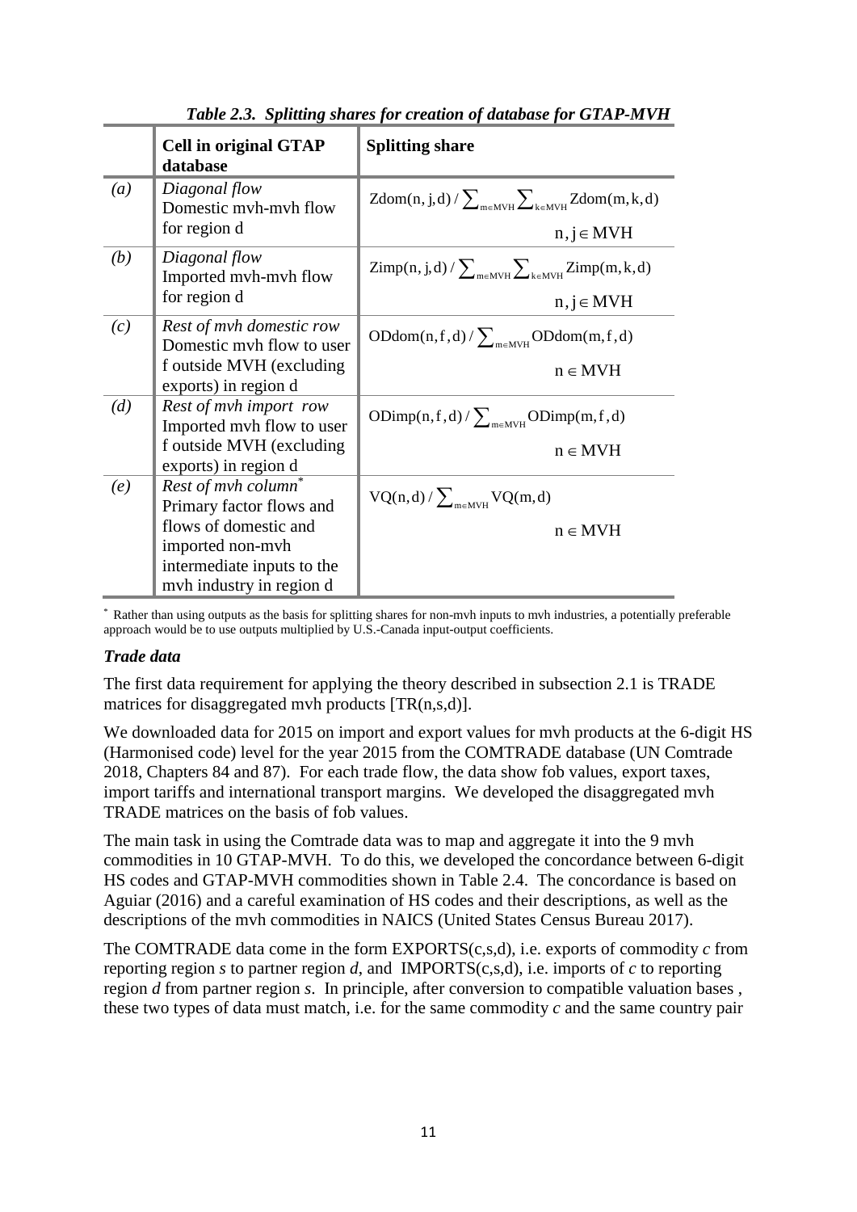*Table 2.3. Splitting shares for creation of database for GTAP-MVH*

| | Cell in original GTAP database | Splitting share |
|---|---|---|
| *(a)* | *Diagonal flow* Domestic mvh-mvh flow for region d | $\text{Zdom}(n,j,d) / \sum_{m \in MVH} \sum_{k \in MVH} \text{Zdom}(m,k,d)$ $n, j \in MVH$ |
| *(b)* | *Diagonal flow* Imported mvh-mvh flow for region d | $\text{Zimp}(n,j,d) / \sum_{m \in MVH} \sum_{k \in MVH} \text{Zimp}(m,k,d)$ $n, j \in MVH$ |
| *(c)* | *Rest of mvh domestic row* Domestic mvh flow to user f outside MVH (excluding exports) in region d | $\text{ODdom}(n,f,d) / \sum_{m \in MVH} \text{ODdom}(m,f,d)$ $n \in MVH$ |
| *(d)* | *Rest of mvh import row* Imported mvh flow to user f outside MVH (excluding exports) in region d | $\text{ODimp}(n,f,d) / \sum_{m \in MVH} \text{ODimp}(m,f,d)$ $n \in MVH$ |
| *(e)* | *Rest of mvh column*\* Primary factor flows and flows of domestic and imported non-mvh intermediate inputs to the mvh industry in region d | $\text{VQ}(n,d) / \sum_{m \in MVH} \text{VQ}(m,d)$ $n \in MVH$ |

\* Rather than using outputs as the basis for splitting shares for non-mvh inputs to mvh industries, a potentially preferable approach would be to use outputs multiplied by U.S.-Canada input-output coefficients.

### *Trade data*

The first data requirement for applying the theory described in subsection 2.1 is TRADE matrices for disaggregated mvh products [TR(n,s,d)].

We downloaded data for 2015 on import and export values for mvh products at the 6-digit HS (Harmonised code) level for the year 2015 from the COMTRADE database (UN Comtrade 2018, Chapters 84 and 87). For each trade flow, the data show fob values, export taxes, import tariffs and international transport margins. We developed the disaggregated mvh TRADE matrices on the basis of fob values.

The main task in using the Comtrade data was to map and aggregate it into the 9 mvh commodities in 10 GTAP-MVH. To do this, we developed the concordance between 6-digit HS codes and GTAP-MVH commodities shown in Table 2.4. The concordance is based on Aguiar (2016) and a careful examination of HS codes and their descriptions, as well as the descriptions of the mvh commodities in NAICS (United States Census Bureau 2017).

The COMTRADE data come in the form EXPORTS(c,s,d), i.e. exports of commodity *c* from reporting region *s* to partner region *d*, and IMPORTS(c,s,d), i.e. imports of *c* to reporting region *d* from partner region *s*. In principle, after conversion to compatible valuation bases , these two types of data must match, i.e. for the same commodity *c* and the same country pair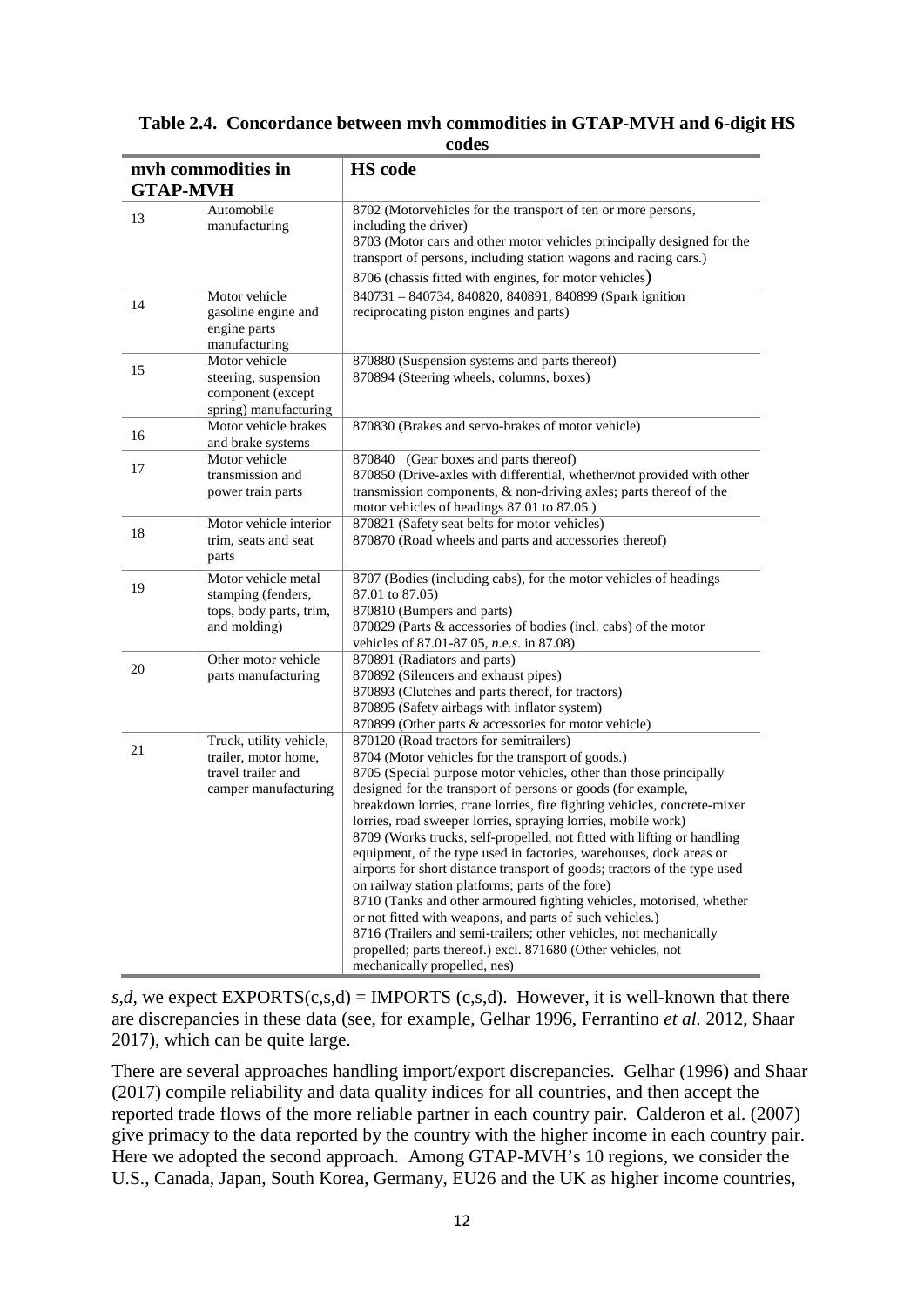**Table 2.4. Concordance between mvh commodities in GTAP-MVH and 6-digit HS codes**

| mvh commodities in GTAP-MVH | | HS code |
|---|---|---|
| 13 | Automobile manufacturing | 8702 (Motorvehicles for the transport of ten or more persons, including the driver)<br>8703 (Motor cars and other motor vehicles principally designed for the transport of persons, including station wagons and racing cars.)<br>8706 (chassis fitted with engines, for motor vehicles) |
| 14 | Motor vehicle gasoline engine and engine parts manufacturing | 840731 – 840734, 840820, 840891, 840899 (Spark ignition reciprocating piston engines and parts) |
| 15 | Motor vehicle steering, suspension component (except spring) manufacturing | 870880 (Suspension systems and parts thereof)<br>870894 (Steering wheels, columns, boxes) |
| 16 | Motor vehicle brakes and brake systems | 870830 (Brakes and servo-brakes of motor vehicle) |
| 17 | Motor vehicle transmission and power train parts | 870840 (Gear boxes and parts thereof)<br>870850 (Drive-axles with differential, whether/not provided with other transmission components, & non-driving axles; parts thereof of the motor vehicles of headings 87.01 to 87.05.) |
| 18 | Motor vehicle interior trim, seats and seat parts | 870821 (Safety seat belts for motor vehicles)<br>870870 (Road wheels and parts and accessories thereof) |
| 19 | Motor vehicle metal stamping (fenders, tops, body parts, trim, and molding) | 8707 (Bodies (including cabs), for the motor vehicles of headings 87.01 to 87.05)<br>870810 (Bumpers and parts)<br>870829 (Parts & accessories of bodies (incl. cabs) of the motor vehicles of 87.01-87.05, *n.e.s*. in 87.08) |
| 20 | Other motor vehicle parts manufacturing | 870891 (Radiators and parts)<br>870892 (Silencers and exhaust pipes)<br>870893 (Clutches and parts thereof, for tractors)<br>870895 (Safety airbags with inflator system)<br>870899 (Other parts & accessories for motor vehicle) |
| 21 | Truck, utility vehicle, trailer, motor home, travel trailer and camper manufacturing | 870120 (Road tractors for semitrailers)<br>8704 (Motor vehicles for the transport of goods.)<br>8705 (Special purpose motor vehicles, other than those principally designed for the transport of persons or goods (for example, breakdown lorries, crane lorries, fire fighting vehicles, concrete-mixer lorries, road sweeper lorries, spraying lorries, mobile work)<br>8709 (Works trucks, self-propelled, not fitted with lifting or handling equipment, of the type used in factories, warehouses, dock areas or airports for short distance transport of goods; tractors of the type used on railway station platforms; parts of the fore)<br>8710 (Tanks and other armoured fighting vehicles, motorised, whether or not fitted with weapons, and parts of such vehicles.)<br>8716 (Trailers and semi-trailers; other vehicles, not mechanically propelled; parts thereof.) excl. 871680 (Other vehicles, not mechanically propelled, nes) |

*s*,*d*, we expect EXPORTS(c,s,d) = IMPORTS (c,s,d). However, it is well-known that there are discrepancies in these data (see, for example, Gelhar 1996, Ferrantino *et al.* 2012, Shaar 2017), which can be quite large.

There are several approaches handling import/export discrepancies. Gelhar (1996) and Shaar (2017) compile reliability and data quality indices for all countries, and then accept the reported trade flows of the more reliable partner in each country pair. Calderon et al. (2007) give primacy to the data reported by the country with the higher income in each country pair. Here we adopted the second approach. Among GTAP-MVH's 10 regions, we consider the U.S., Canada, Japan, South Korea, Germany, EU26 and the UK as higher income countries,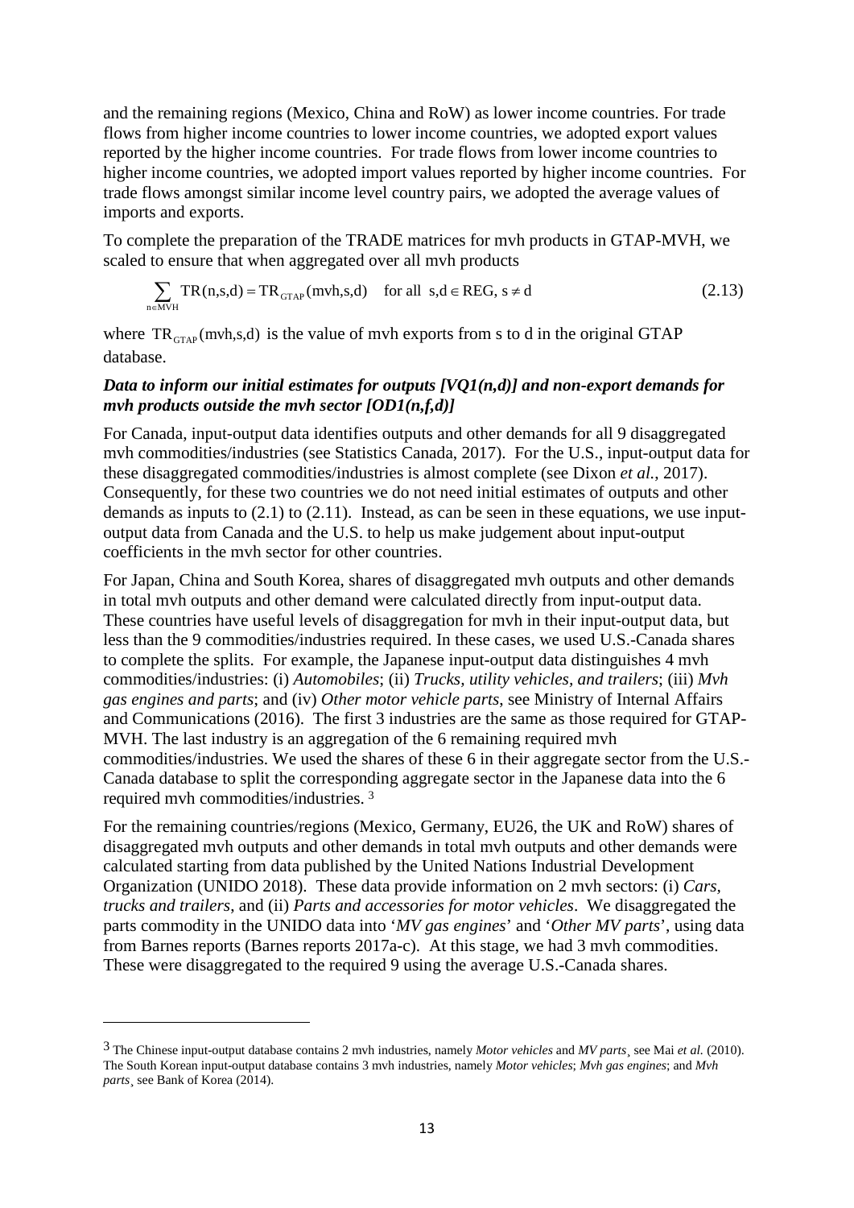and the remaining regions (Mexico, China and RoW) as lower income countries. For trade flows from higher income countries to lower income countries, we adopted export values reported by the higher income countries. For trade flows from lower income countries to higher income countries, we adopted import values reported by higher income countries. For trade flows amongst similar income level country pairs, we adopted the average values of imports and exports.

To complete the preparation of the TRADE matrices for mvh products in GTAP-MVH, we scaled to ensure that when aggregated over all mvh products

$$\sum_{n \in \mathrm{MVH}} \mathrm{TR}(n,s,d) = \mathrm{TR}_{\mathrm{GTAP}}(\mathrm{mvh},s,d) \quad \text{for all } s,d \in \mathrm{REG},\ s \neq d \tag{2.13}$$

where $\mathrm{TR}_{\mathrm{GTAP}}(\mathrm{mvh},s,d)$ is the value of mvh exports from s to d in the original GTAP database.

***Data to inform our initial estimates for outputs [VQ1(n,d)] and non-export demands for mvh products outside the mvh sector [OD1(n,f,d)]***

For Canada, input-output data identifies outputs and other demands for all 9 disaggregated mvh commodities/industries (see Statistics Canada, 2017). For the U.S., input-output data for these disaggregated commodities/industries is almost complete (see Dixon *et al.*, 2017). Consequently, for these two countries we do not need initial estimates of outputs and other demands as inputs to (2.1) to (2.11). Instead, as can be seen in these equations, we use input-output data from Canada and the U.S. to help us make judgement about input-output coefficients in the mvh sector for other countries.

For Japan, China and South Korea, shares of disaggregated mvh outputs and other demands in total mvh outputs and other demand were calculated directly from input-output data. These countries have useful levels of disaggregation for mvh in their input-output data, but less than the 9 commodities/industries required. In these cases, we used U.S.-Canada shares to complete the splits. For example, the Japanese input-output data distinguishes 4 mvh commodities/industries: (i) *Automobiles*; (ii) *Trucks, utility vehicles, and trailers*; (iii) *Mvh gas engines and parts*; and (iv) *Other motor vehicle parts*, see Ministry of Internal Affairs and Communications (2016). The first 3 industries are the same as those required for GTAP-MVH. The last industry is an aggregation of the 6 remaining required mvh commodities/industries. We used the shares of these 6 in their aggregate sector from the U.S.-Canada database to split the corresponding aggregate sector in the Japanese data into the 6 required mvh commodities/industries. [3]

For the remaining countries/regions (Mexico, Germany, EU26, the UK and RoW) shares of disaggregated mvh outputs and other demands in total mvh outputs and other demands were calculated starting from data published by the United Nations Industrial Development Organization (UNIDO 2018). These data provide information on 2 mvh sectors: (i) *Cars, trucks and trailers*, and (ii) *Parts and accessories for motor vehicles*. We disaggregated the parts commodity in the UNIDO data into '*MV gas engines*' and '*Other MV parts*', using data from Barnes reports (Barnes reports 2017a-c). At this stage, we had 3 mvh commodities. These were disaggregated to the required 9 using the average U.S.-Canada shares.

---

[3] The Chinese input-output database contains 2 mvh industries, namely *Motor vehicles* and *MV parts*¸ see Mai *et al.* (2010). The South Korean input-output database contains 3 mvh industries, namely *Motor vehicles*; *Mvh gas engines*; and *Mvh parts*¸ see Bank of Korea (2014).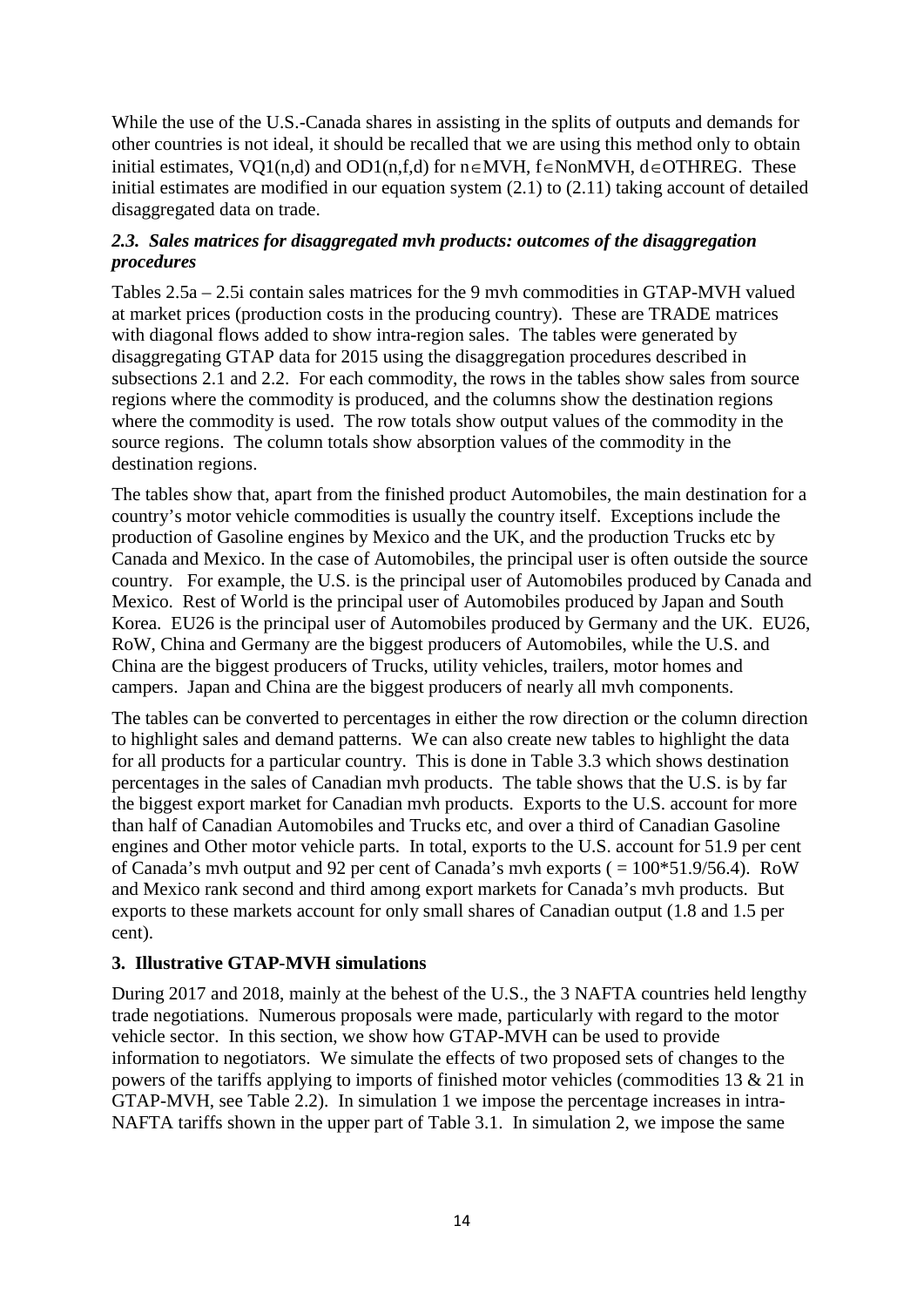While the use of the U.S.-Canada shares in assisting in the splits of outputs and demands for other countries is not ideal, it should be recalled that we are using this method only to obtain initial estimates, VQ1(n,d) and OD1(n,f,d) for $n \in MVH$, $f \in NonMVH$, $d \in OTHREG$. These initial estimates are modified in our equation system (2.1) to (2.11) taking account of detailed disaggregated data on trade.

### *2.3. Sales matrices for disaggregated mvh products: outcomes of the disaggregation procedures*

Tables 2.5a – 2.5i contain sales matrices for the 9 mvh commodities in GTAP-MVH valued at market prices (production costs in the producing country). These are TRADE matrices with diagonal flows added to show intra-region sales. The tables were generated by disaggregating GTAP data for 2015 using the disaggregation procedures described in subsections 2.1 and 2.2. For each commodity, the rows in the tables show sales from source regions where the commodity is produced, and the columns show the destination regions where the commodity is used. The row totals show output values of the commodity in the source regions. The column totals show absorption values of the commodity in the destination regions.

The tables show that, apart from the finished product Automobiles, the main destination for a country's motor vehicle commodities is usually the country itself. Exceptions include the production of Gasoline engines by Mexico and the UK, and the production Trucks etc by Canada and Mexico. In the case of Automobiles, the principal user is often outside the source country. For example, the U.S. is the principal user of Automobiles produced by Canada and Mexico. Rest of World is the principal user of Automobiles produced by Japan and South Korea. EU26 is the principal user of Automobiles produced by Germany and the UK. EU26, RoW, China and Germany are the biggest producers of Automobiles, while the U.S. and China are the biggest producers of Trucks, utility vehicles, trailers, motor homes and campers. Japan and China are the biggest producers of nearly all mvh components.

The tables can be converted to percentages in either the row direction or the column direction to highlight sales and demand patterns. We can also create new tables to highlight the data for all products for a particular country. This is done in Table 3.3 which shows destination percentages in the sales of Canadian mvh products. The table shows that the U.S. is by far the biggest export market for Canadian mvh products. Exports to the U.S. account for more than half of Canadian Automobiles and Trucks etc, and over a third of Canadian Gasoline engines and Other motor vehicle parts. In total, exports to the U.S. account for 51.9 per cent of Canada's mvh output and 92 per cent of Canada's mvh exports ( = 100*51.9/56.4). RoW and Mexico rank second and third among export markets for Canada's mvh products. But exports to these markets account for only small shares of Canadian output (1.8 and 1.5 per cent).

## 3. Illustrative GTAP-MVH simulations

During 2017 and 2018, mainly at the behest of the U.S., the 3 NAFTA countries held lengthy trade negotiations. Numerous proposals were made, particularly with regard to the motor vehicle sector. In this section, we show how GTAP-MVH can be used to provide information to negotiators. We simulate the effects of two proposed sets of changes to the powers of the tariffs applying to imports of finished motor vehicles (commodities 13 & 21 in GTAP-MVH, see Table 2.2). In simulation 1 we impose the percentage increases in intra-NAFTA tariffs shown in the upper part of Table 3.1. In simulation 2, we impose the same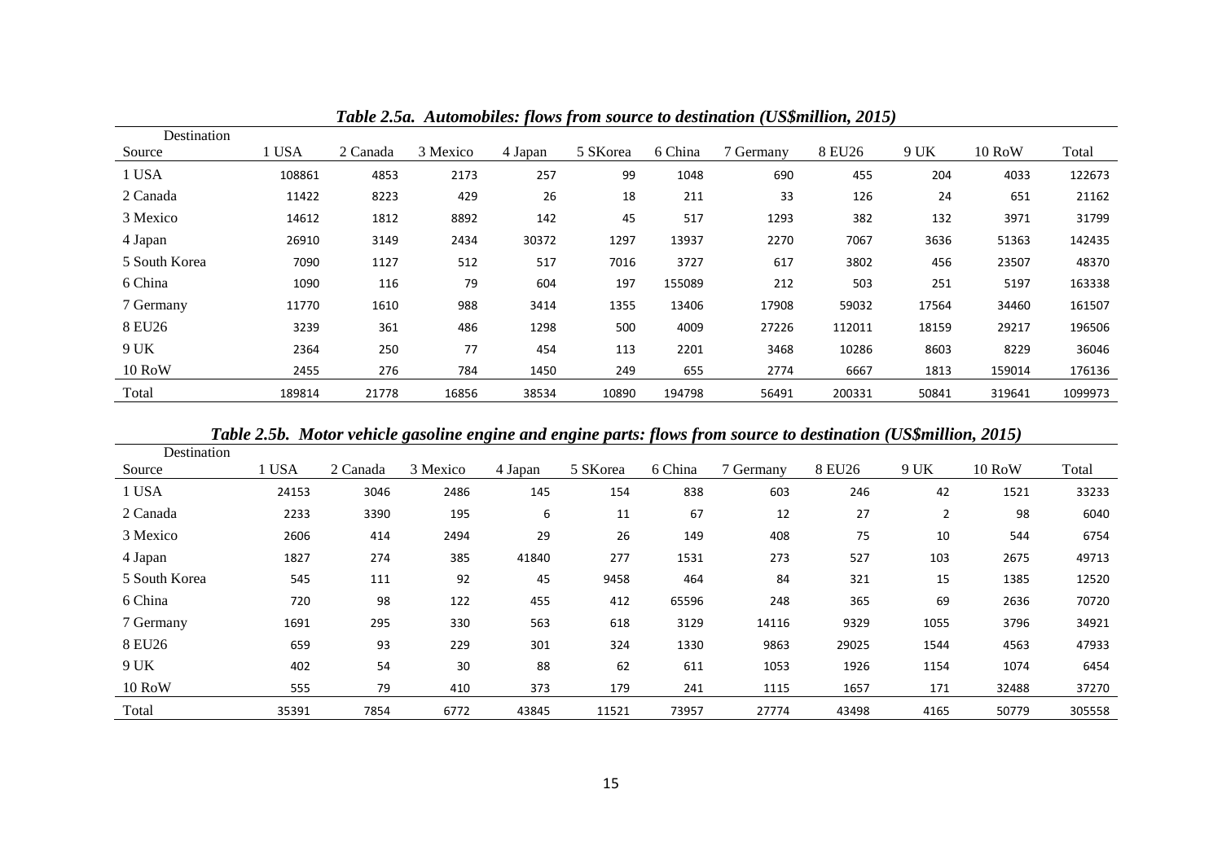*Table 2.5a. Automobiles: flows from source to destination (US$million, 2015)*

| Destination<br>Source | 1 USA | 2 Canada | 3 Mexico | 4 Japan | 5 SKorea | 6 China | 7 Germany | 8 EU26 | 9 UK | 10 RoW | Total |
|---|---|---|---|---|---|---|---|---|---|---|---|
| 1 USA | 108861 | 4853 | 2173 | 257 | 99 | 1048 | 690 | 455 | 204 | 4033 | 122673 |
| 2 Canada | 11422 | 8223 | 429 | 26 | 18 | 211 | 33 | 126 | 24 | 651 | 21162 |
| 3 Mexico | 14612 | 1812 | 8892 | 142 | 45 | 517 | 1293 | 382 | 132 | 3971 | 31799 |
| 4 Japan | 26910 | 3149 | 2434 | 30372 | 1297 | 13937 | 2270 | 7067 | 3636 | 51363 | 142435 |
| 5 South Korea | 7090 | 1127 | 512 | 517 | 7016 | 3727 | 617 | 3802 | 456 | 23507 | 48370 |
| 6 China | 1090 | 116 | 79 | 604 | 197 | 155089 | 212 | 503 | 251 | 5197 | 163338 |
| 7 Germany | 11770 | 1610 | 988 | 3414 | 1355 | 13406 | 17908 | 59032 | 17564 | 34460 | 161507 |
| 8 EU26 | 3239 | 361 | 486 | 1298 | 500 | 4009 | 27226 | 112011 | 18159 | 29217 | 196506 |
| 9 UK | 2364 | 250 | 77 | 454 | 113 | 2201 | 3468 | 10286 | 8603 | 8229 | 36046 |
| 10 RoW | 2455 | 276 | 784 | 1450 | 249 | 655 | 2774 | 6667 | 1813 | 159014 | 176136 |
| Total | 189814 | 21778 | 16856 | 38534 | 10890 | 194798 | 56491 | 200331 | 50841 | 319641 | 1099973 |

*Table 2.5b. Motor vehicle gasoline engine and engine parts: flows from source to destination (US$million, 2015)*

| Destination<br>Source | 1 USA | 2 Canada | 3 Mexico | 4 Japan | 5 SKorea | 6 China | 7 Germany | 8 EU26 | 9 UK | 10 RoW | Total |
|---|---|---|---|---|---|---|---|---|---|---|---|
| 1 USA | 24153 | 3046 | 2486 | 145 | 154 | 838 | 603 | 246 | 42 | 1521 | 33233 |
| 2 Canada | 2233 | 3390 | 195 | 6 | 11 | 67 | 12 | 27 | 2 | 98 | 6040 |
| 3 Mexico | 2606 | 414 | 2494 | 29 | 26 | 149 | 408 | 75 | 10 | 544 | 6754 |
| 4 Japan | 1827 | 274 | 385 | 41840 | 277 | 1531 | 273 | 527 | 103 | 2675 | 49713 |
| 5 South Korea | 545 | 111 | 92 | 45 | 9458 | 464 | 84 | 321 | 15 | 1385 | 12520 |
| 6 China | 720 | 98 | 122 | 455 | 412 | 65596 | 248 | 365 | 69 | 2636 | 70720 |
| 7 Germany | 1691 | 295 | 330 | 563 | 618 | 3129 | 14116 | 9329 | 1055 | 3796 | 34921 |
| 8 EU26 | 659 | 93 | 229 | 301 | 324 | 1330 | 9863 | 29025 | 1544 | 4563 | 47933 |
| 9 UK | 402 | 54 | 30 | 88 | 62 | 611 | 1053 | 1926 | 1154 | 1074 | 6454 |
| 10 RoW | 555 | 79 | 410 | 373 | 179 | 241 | 1115 | 1657 | 171 | 32488 | 37270 |
| Total | 35391 | 7854 | 6772 | 43845 | 11521 | 73957 | 27774 | 43498 | 4165 | 50779 | 305558 |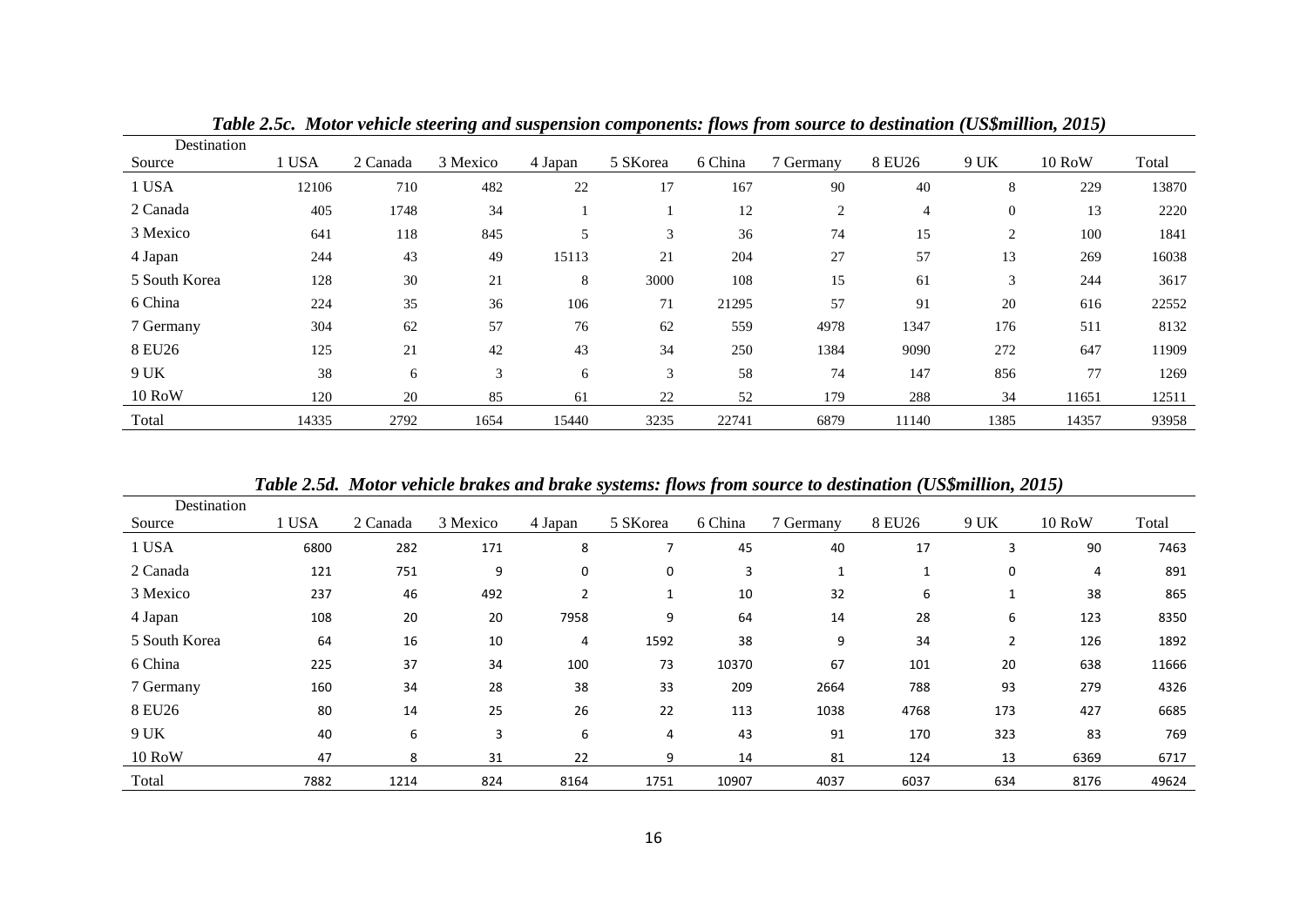***Table 2.5c. Motor vehicle steering and suspension components: flows from source to destination (US$million, 2015)***

| Destination<br>Source | 1 USA | 2 Canada | 3 Mexico | 4 Japan | 5 SKorea | 6 China | 7 Germany | 8 EU26 | 9 UK | 10 RoW | Total |
|---|---|---|---|---|---|---|---|---|---|---|---|
| 1 USA | 12106 | 710 | 482 | 22 | 17 | 167 | 90 | 40 | 8 | 229 | 13870 |
| 2 Canada | 405 | 1748 | 34 | 1 | 1 | 12 | 2 | 4 | 0 | 13 | 2220 |
| 3 Mexico | 641 | 118 | 845 | 5 | 3 | 36 | 74 | 15 | 2 | 100 | 1841 |
| 4 Japan | 244 | 43 | 49 | 15113 | 21 | 204 | 27 | 57 | 13 | 269 | 16038 |
| 5 South Korea | 128 | 30 | 21 | 8 | 3000 | 108 | 15 | 61 | 3 | 244 | 3617 |
| 6 China | 224 | 35 | 36 | 106 | 71 | 21295 | 57 | 91 | 20 | 616 | 22552 |
| 7 Germany | 304 | 62 | 57 | 76 | 62 | 559 | 4978 | 1347 | 176 | 511 | 8132 |
| 8 EU26 | 125 | 21 | 42 | 43 | 34 | 250 | 1384 | 9090 | 272 | 647 | 11909 |
| 9 UK | 38 | 6 | 3 | 6 | 3 | 58 | 74 | 147 | 856 | 77 | 1269 |
| 10 RoW | 120 | 20 | 85 | 61 | 22 | 52 | 179 | 288 | 34 | 11651 | 12511 |
| Total | 14335 | 2792 | 1654 | 15440 | 3235 | 22741 | 6879 | 11140 | 1385 | 14357 | 93958 |

***Table 2.5d. Motor vehicle brakes and brake systems: flows from source to destination (US$million, 2015)***

| Destination<br>Source | 1 USA | 2 Canada | 3 Mexico | 4 Japan | 5 SKorea | 6 China | 7 Germany | 8 EU26 | 9 UK | 10 RoW | Total |
|---|---|---|---|---|---|---|---|---|---|---|---|
| 1 USA | 6800 | 282 | 171 | 8 | 7 | 45 | 40 | 17 | 3 | 90 | 7463 |
| 2 Canada | 121 | 751 | 9 | 0 | 0 | 3 | 1 | 1 | 0 | 4 | 891 |
| 3 Mexico | 237 | 46 | 492 | 2 | 1 | 10 | 32 | 6 | 1 | 38 | 865 |
| 4 Japan | 108 | 20 | 20 | 7958 | 9 | 64 | 14 | 28 | 6 | 123 | 8350 |
| 5 South Korea | 64 | 16 | 10 | 4 | 1592 | 38 | 9 | 34 | 2 | 126 | 1892 |
| 6 China | 225 | 37 | 34 | 100 | 73 | 10370 | 67 | 101 | 20 | 638 | 11666 |
| 7 Germany | 160 | 34 | 28 | 38 | 33 | 209 | 2664 | 788 | 93 | 279 | 4326 |
| 8 EU26 | 80 | 14 | 25 | 26 | 22 | 113 | 1038 | 4768 | 173 | 427 | 6685 |
| 9 UK | 40 | 6 | 3 | 6 | 4 | 43 | 91 | 170 | 323 | 83 | 769 |
| 10 RoW | 47 | 8 | 31 | 22 | 9 | 14 | 81 | 124 | 13 | 6369 | 6717 |
| Total | 7882 | 1214 | 824 | 8164 | 1751 | 10907 | 4037 | 6037 | 634 | 8176 | 49624 |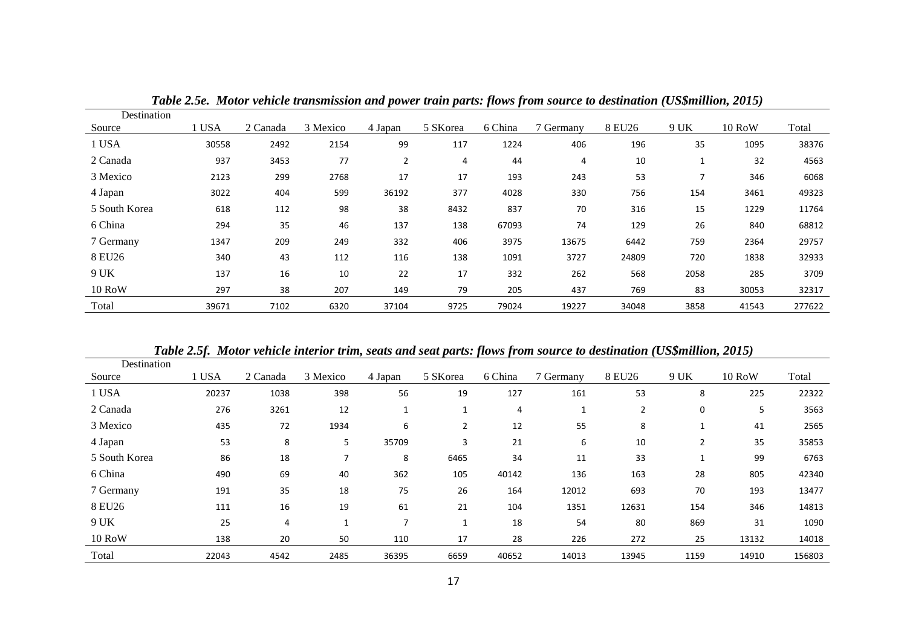*Table 2.5e. Motor vehicle transmission and power train parts: flows from source to destination (US$million, 2015)*

| Source \ Destination | 1 USA | 2 Canada | 3 Mexico | 4 Japan | 5 SKorea | 6 China | 7 Germany | 8 EU26 | 9 UK | 10 RoW | Total |
|---|---|---|---|---|---|---|---|---|---|---|---|
| 1 USA | 30558 | 2492 | 2154 | 99 | 117 | 1224 | 406 | 196 | 35 | 1095 | 38376 |
| 2 Canada | 937 | 3453 | 77 | 2 | 4 | 44 | 4 | 10 | 1 | 32 | 4563 |
| 3 Mexico | 2123 | 299 | 2768 | 17 | 17 | 193 | 243 | 53 | 7 | 346 | 6068 |
| 4 Japan | 3022 | 404 | 599 | 36192 | 377 | 4028 | 330 | 756 | 154 | 3461 | 49323 |
| 5 South Korea | 618 | 112 | 98 | 38 | 8432 | 837 | 70 | 316 | 15 | 1229 | 11764 |
| 6 China | 294 | 35 | 46 | 137 | 138 | 67093 | 74 | 129 | 26 | 840 | 68812 |
| 7 Germany | 1347 | 209 | 249 | 332 | 406 | 3975 | 13675 | 6442 | 759 | 2364 | 29757 |
| 8 EU26 | 340 | 43 | 112 | 116 | 138 | 1091 | 3727 | 24809 | 720 | 1838 | 32933 |
| 9 UK | 137 | 16 | 10 | 22 | 17 | 332 | 262 | 568 | 2058 | 285 | 3709 |
| 10 RoW | 297 | 38 | 207 | 149 | 79 | 205 | 437 | 769 | 83 | 30053 | 32317 |
| Total | 39671 | 7102 | 6320 | 37104 | 9725 | 79024 | 19227 | 34048 | 3858 | 41543 | 277622 |

*Table 2.5f. Motor vehicle interior trim, seats and seat parts: flows from source to destination (US$million, 2015)*

| Source \ Destination | 1 USA | 2 Canada | 3 Mexico | 4 Japan | 5 SKorea | 6 China | 7 Germany | 8 EU26 | 9 UK | 10 RoW | Total |
|---|---|---|---|---|---|---|---|---|---|---|---|
| 1 USA | 20237 | 1038 | 398 | 56 | 19 | 127 | 161 | 53 | 8 | 225 | 22322 |
| 2 Canada | 276 | 3261 | 12 | 1 | 1 | 4 | 1 | 2 | 0 | 5 | 3563 |
| 3 Mexico | 435 | 72 | 1934 | 6 | 2 | 12 | 55 | 8 | 1 | 41 | 2565 |
| 4 Japan | 53 | 8 | 5 | 35709 | 3 | 21 | 6 | 10 | 2 | 35 | 35853 |
| 5 South Korea | 86 | 18 | 7 | 8 | 6465 | 34 | 11 | 33 | 1 | 99 | 6763 |
| 6 China | 490 | 69 | 40 | 362 | 105 | 40142 | 136 | 163 | 28 | 805 | 42340 |
| 7 Germany | 191 | 35 | 18 | 75 | 26 | 164 | 12012 | 693 | 70 | 193 | 13477 |
| 8 EU26 | 111 | 16 | 19 | 61 | 21 | 104 | 1351 | 12631 | 154 | 346 | 14813 |
| 9 UK | 25 | 4 | 1 | 7 | 1 | 18 | 54 | 80 | 869 | 31 | 1090 |
| 10 RoW | 138 | 20 | 50 | 110 | 17 | 28 | 226 | 272 | 25 | 13132 | 14018 |
| Total | 22043 | 4542 | 2485 | 36395 | 6659 | 40652 | 14013 | 13945 | 1159 | 14910 | 156803 |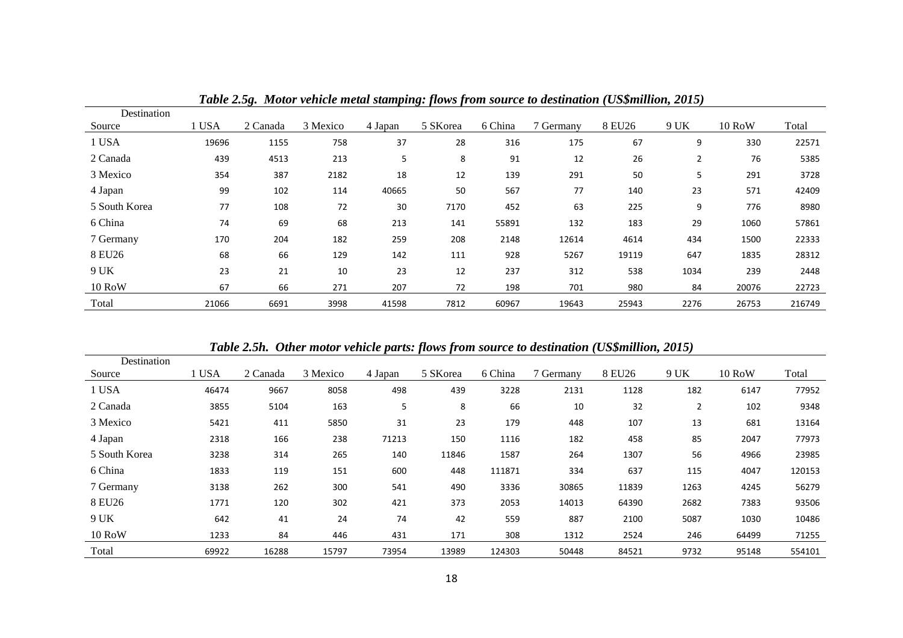*Table 2.5g. Motor vehicle metal stamping: flows from source to destination (US$million, 2015)*

| Destination<br>Source | 1 USA | 2 Canada | 3 Mexico | 4 Japan | 5 SKorea | 6 China | 7 Germany | 8 EU26 | 9 UK | 10 RoW | Total |
|---|---|---|---|---|---|---|---|---|---|---|---|
| 1 USA | 19696 | 1155 | 758 | 37 | 28 | 316 | 175 | 67 | 9 | 330 | 22571 |
| 2 Canada | 439 | 4513 | 213 | 5 | 8 | 91 | 12 | 26 | 2 | 76 | 5385 |
| 3 Mexico | 354 | 387 | 2182 | 18 | 12 | 139 | 291 | 50 | 5 | 291 | 3728 |
| 4 Japan | 99 | 102 | 114 | 40665 | 50 | 567 | 77 | 140 | 23 | 571 | 42409 |
| 5 South Korea | 77 | 108 | 72 | 30 | 7170 | 452 | 63 | 225 | 9 | 776 | 8980 |
| 6 China | 74 | 69 | 68 | 213 | 141 | 55891 | 132 | 183 | 29 | 1060 | 57861 |
| 7 Germany | 170 | 204 | 182 | 259 | 208 | 2148 | 12614 | 4614 | 434 | 1500 | 22333 |
| 8 EU26 | 68 | 66 | 129 | 142 | 111 | 928 | 5267 | 19119 | 647 | 1835 | 28312 |
| 9 UK | 23 | 21 | 10 | 23 | 12 | 237 | 312 | 538 | 1034 | 239 | 2448 |
| 10 RoW | 67 | 66 | 271 | 207 | 72 | 198 | 701 | 980 | 84 | 20076 | 22723 |
| Total | 21066 | 6691 | 3998 | 41598 | 7812 | 60967 | 19643 | 25943 | 2276 | 26753 | 216749 |

*Table 2.5h. Other motor vehicle parts: flows from source to destination (US$million, 2015)*

| Destination<br>Source | 1 USA | 2 Canada | 3 Mexico | 4 Japan | 5 SKorea | 6 China | 7 Germany | 8 EU26 | 9 UK | 10 RoW | Total |
|---|---|---|---|---|---|---|---|---|---|---|---|
| 1 USA | 46474 | 9667 | 8058 | 498 | 439 | 3228 | 2131 | 1128 | 182 | 6147 | 77952 |
| 2 Canada | 3855 | 5104 | 163 | 5 | 8 | 66 | 10 | 32 | 2 | 102 | 9348 |
| 3 Mexico | 5421 | 411 | 5850 | 31 | 23 | 179 | 448 | 107 | 13 | 681 | 13164 |
| 4 Japan | 2318 | 166 | 238 | 71213 | 150 | 1116 | 182 | 458 | 85 | 2047 | 77973 |
| 5 South Korea | 3238 | 314 | 265 | 140 | 11846 | 1587 | 264 | 1307 | 56 | 4966 | 23985 |
| 6 China | 1833 | 119 | 151 | 600 | 448 | 111871 | 334 | 637 | 115 | 4047 | 120153 |
| 7 Germany | 3138 | 262 | 300 | 541 | 490 | 3336 | 30865 | 11839 | 1263 | 4245 | 56279 |
| 8 EU26 | 1771 | 120 | 302 | 421 | 373 | 2053 | 14013 | 64390 | 2682 | 7383 | 93506 |
| 9 UK | 642 | 41 | 24 | 74 | 42 | 559 | 887 | 2100 | 5087 | 1030 | 10486 |
| 10 RoW | 1233 | 84 | 446 | 431 | 171 | 308 | 1312 | 2524 | 246 | 64499 | 71255 |
| Total | 69922 | 16288 | 15797 | 73954 | 13989 | 124303 | 50448 | 84521 | 9732 | 95148 | 554101 |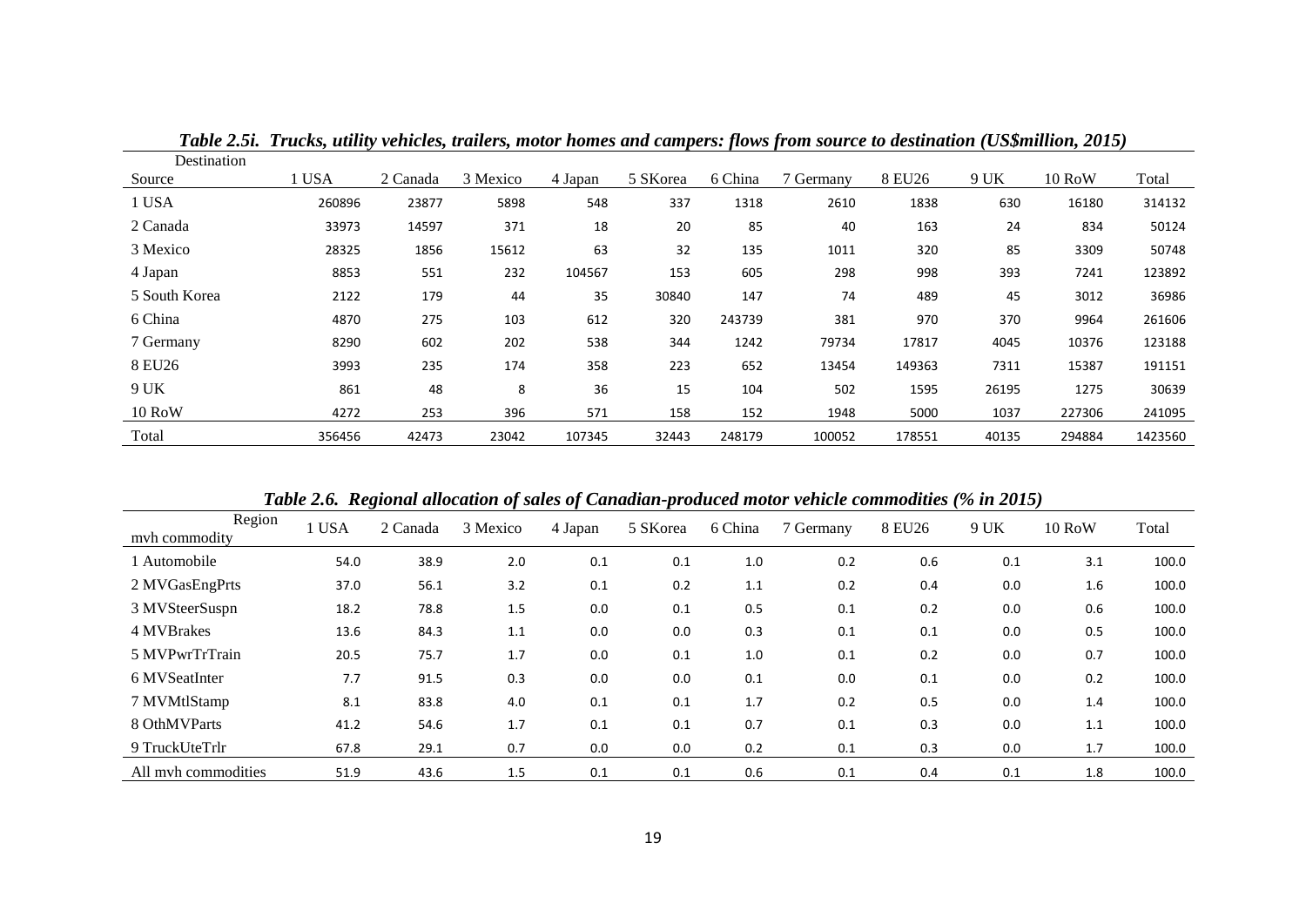*Table 2.5i. Trucks, utility vehicles, trailers, motor homes and campers: flows from source to destination (US$million, 2015)*

| Source \ Destination | 1 USA | 2 Canada | 3 Mexico | 4 Japan | 5 SKorea | 6 China | 7 Germany | 8 EU26 | 9 UK | 10 RoW | Total |
|---|---|---|---|---|---|---|---|---|---|---|---|
| 1 USA | 260896 | 23877 | 5898 | 548 | 337 | 1318 | 2610 | 1838 | 630 | 16180 | 314132 |
| 2 Canada | 33973 | 14597 | 371 | 18 | 20 | 85 | 40 | 163 | 24 | 834 | 50124 |
| 3 Mexico | 28325 | 1856 | 15612 | 63 | 32 | 135 | 1011 | 320 | 85 | 3309 | 50748 |
| 4 Japan | 8853 | 551 | 232 | 104567 | 153 | 605 | 298 | 998 | 393 | 7241 | 123892 |
| 5 South Korea | 2122 | 179 | 44 | 35 | 30840 | 147 | 74 | 489 | 45 | 3012 | 36986 |
| 6 China | 4870 | 275 | 103 | 612 | 320 | 243739 | 381 | 970 | 370 | 9964 | 261606 |
| 7 Germany | 8290 | 602 | 202 | 538 | 344 | 1242 | 79734 | 17817 | 4045 | 10376 | 123188 |
| 8 EU26 | 3993 | 235 | 174 | 358 | 223 | 652 | 13454 | 149363 | 7311 | 15387 | 191151 |
| 9 UK | 861 | 48 | 8 | 36 | 15 | 104 | 502 | 1595 | 26195 | 1275 | 30639 |
| 10 RoW | 4272 | 253 | 396 | 571 | 158 | 152 | 1948 | 5000 | 1037 | 227306 | 241095 |
| Total | 356456 | 42473 | 23042 | 107345 | 32443 | 248179 | 100052 | 178551 | 40135 | 294884 | 1423560 |

*Table 2.6. Regional allocation of sales of Canadian-produced motor vehicle commodities (% in 2015)*

| mvh commodity \ Region | 1 USA | 2 Canada | 3 Mexico | 4 Japan | 5 SKorea | 6 China | 7 Germany | 8 EU26 | 9 UK | 10 RoW | Total |
|---|---|---|---|---|---|---|---|---|---|---|---|
| 1 Automobile | 54.0 | 38.9 | 2.0 | 0.1 | 0.1 | 1.0 | 0.2 | 0.6 | 0.1 | 3.1 | 100.0 |
| 2 MVGasEngPrts | 37.0 | 56.1 | 3.2 | 0.1 | 0.2 | 1.1 | 0.2 | 0.4 | 0.0 | 1.6 | 100.0 |
| 3 MVSteerSuspn | 18.2 | 78.8 | 1.5 | 0.0 | 0.1 | 0.5 | 0.1 | 0.2 | 0.0 | 0.6 | 100.0 |
| 4 MVBrakes | 13.6 | 84.3 | 1.1 | 0.0 | 0.0 | 0.3 | 0.1 | 0.1 | 0.0 | 0.5 | 100.0 |
| 5 MVPwrTrTrain | 20.5 | 75.7 | 1.7 | 0.0 | 0.1 | 1.0 | 0.1 | 0.2 | 0.0 | 0.7 | 100.0 |
| 6 MVSeatInter | 7.7 | 91.5 | 0.3 | 0.0 | 0.0 | 0.1 | 0.0 | 0.1 | 0.0 | 0.2 | 100.0 |
| 7 MVMtlStamp | 8.1 | 83.8 | 4.0 | 0.1 | 0.1 | 1.7 | 0.2 | 0.5 | 0.0 | 1.4 | 100.0 |
| 8 OthMVParts | 41.2 | 54.6 | 1.7 | 0.1 | 0.1 | 0.7 | 0.1 | 0.3 | 0.0 | 1.1 | 100.0 |
| 9 TruckUteTrlr | 67.8 | 29.1 | 0.7 | 0.0 | 0.0 | 0.2 | 0.1 | 0.3 | 0.0 | 1.7 | 100.0 |
| All mvh commodities | 51.9 | 43.6 | 1.5 | 0.1 | 0.1 | 0.6 | 0.1 | 0.4 | 0.1 | 1.8 | 100.0 |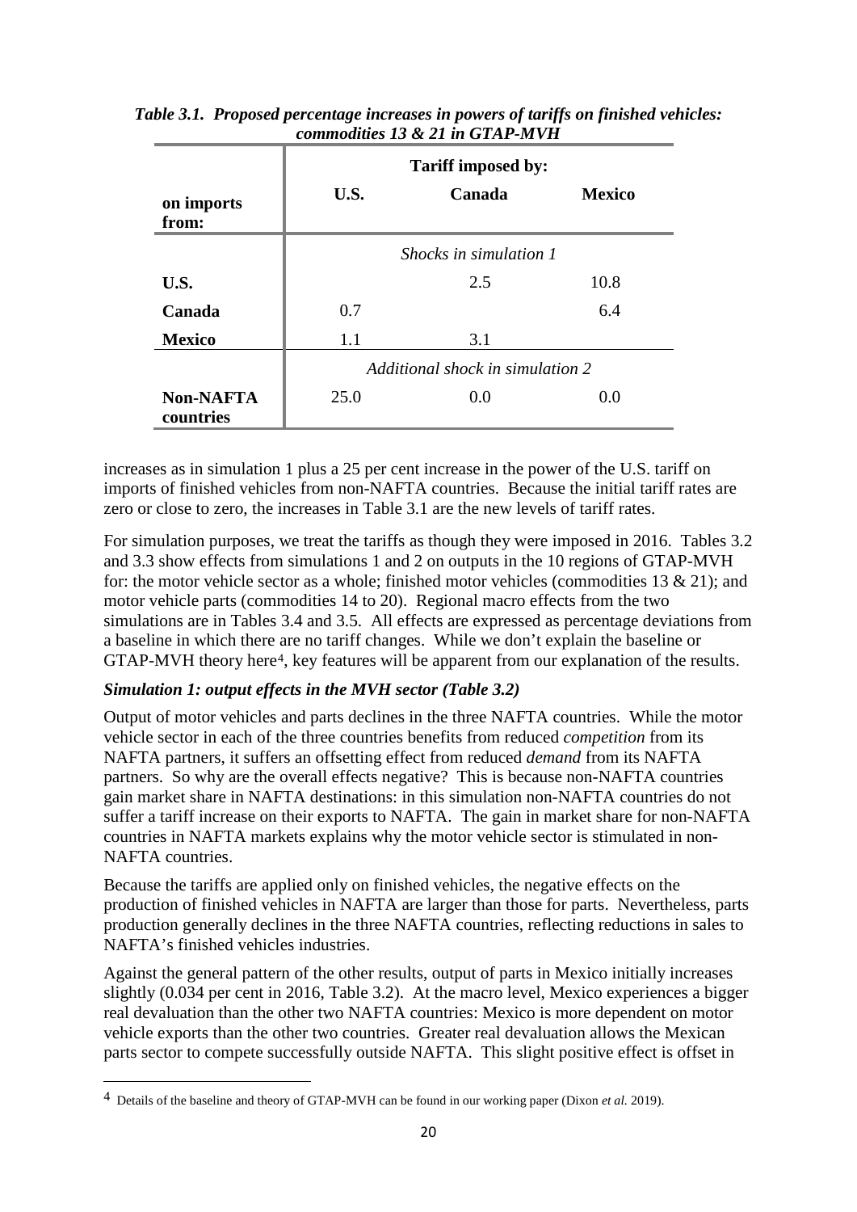*Table 3.1. Proposed percentage increases in powers of tariffs on finished vehicles: commodities 13 & 21 in GTAP-MVH*

| | **Tariff imposed by:** | | |
|---|---|---|---|
| **on imports from:** | **U.S.** | **Canada** | **Mexico** |
| | *Shocks in simulation 1* | | |
| **U.S.** | | 2.5 | 10.8 |
| **Canada** | 0.7 | | 6.4 |
| **Mexico** | 1.1 | 3.1 | |
| | *Additional shock in simulation 2* | | |
| **Non-NAFTA countries** | 25.0 | 0.0 | 0.0 |

increases as in simulation 1 plus a 25 per cent increase in the power of the U.S. tariff on imports of finished vehicles from non-NAFTA countries. Because the initial tariff rates are zero or close to zero, the increases in Table 3.1 are the new levels of tariff rates.

For simulation purposes, we treat the tariffs as though they were imposed in 2016. Tables 3.2 and 3.3 show effects from simulations 1 and 2 on outputs in the 10 regions of GTAP-MVH for: the motor vehicle sector as a whole; finished motor vehicles (commodities 13 & 21); and motor vehicle parts (commodities 14 to 20). Regional macro effects from the two simulations are in Tables 3.4 and 3.5. All effects are expressed as percentage deviations from a baseline in which there are no tariff changes. While we don't explain the baseline or GTAP-MVH theory here[4], key features will be apparent from our explanation of the results.

### *Simulation 1: output effects in the MVH sector (Table 3.2)*

Output of motor vehicles and parts declines in the three NAFTA countries. While the motor vehicle sector in each of the three countries benefits from reduced *competition* from its NAFTA partners, it suffers an offsetting effect from reduced *demand* from its NAFTA partners. So why are the overall effects negative? This is because non-NAFTA countries gain market share in NAFTA destinations: in this simulation non-NAFTA countries do not suffer a tariff increase on their exports to NAFTA. The gain in market share for non-NAFTA countries in NAFTA markets explains why the motor vehicle sector is stimulated in non-NAFTA countries.

Because the tariffs are applied only on finished vehicles, the negative effects on the production of finished vehicles in NAFTA are larger than those for parts. Nevertheless, parts production generally declines in the three NAFTA countries, reflecting reductions in sales to NAFTA's finished vehicles industries.

Against the general pattern of the other results, output of parts in Mexico initially increases slightly (0.034 per cent in 2016, Table 3.2). At the macro level, Mexico experiences a bigger real devaluation than the other two NAFTA countries: Mexico is more dependent on motor vehicle exports than the other two countries. Greater real devaluation allows the Mexican parts sector to compete successfully outside NAFTA. This slight positive effect is offset in

[4] Details of the baseline and theory of GTAP-MVH can be found in our working paper (Dixon *et al.* 2019).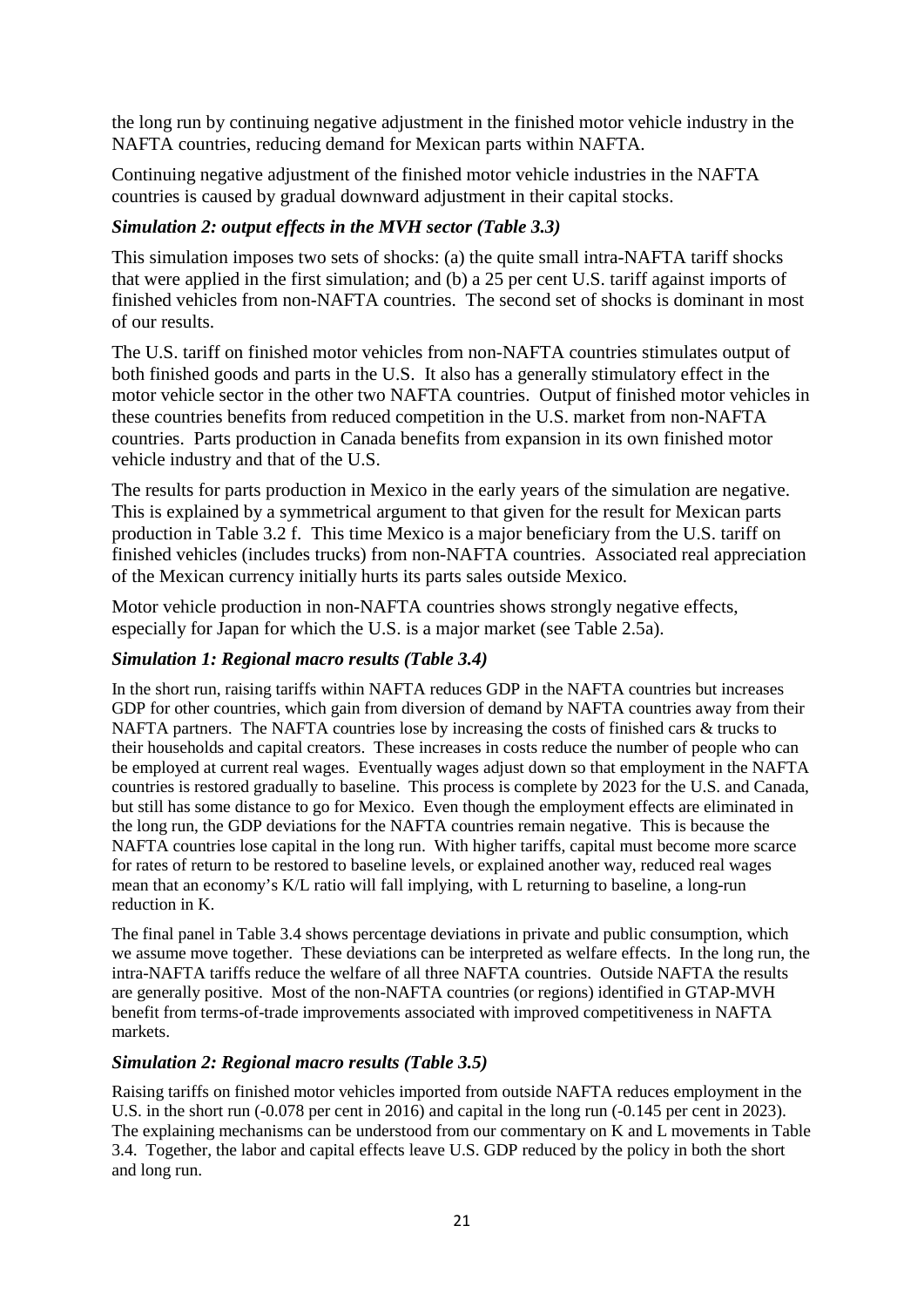the long run by continuing negative adjustment in the finished motor vehicle industry in the NAFTA countries, reducing demand for Mexican parts within NAFTA.

Continuing negative adjustment of the finished motor vehicle industries in the NAFTA countries is caused by gradual downward adjustment in their capital stocks.

### *Simulation 2: output effects in the MVH sector (Table 3.3)*

This simulation imposes two sets of shocks: (a) the quite small intra-NAFTA tariff shocks that were applied in the first simulation; and (b) a 25 per cent U.S. tariff against imports of finished vehicles from non-NAFTA countries. The second set of shocks is dominant in most of our results.

The U.S. tariff on finished motor vehicles from non-NAFTA countries stimulates output of both finished goods and parts in the U.S. It also has a generally stimulatory effect in the motor vehicle sector in the other two NAFTA countries. Output of finished motor vehicles in these countries benefits from reduced competition in the U.S. market from non-NAFTA countries. Parts production in Canada benefits from expansion in its own finished motor vehicle industry and that of the U.S.

The results for parts production in Mexico in the early years of the simulation are negative. This is explained by a symmetrical argument to that given for the result for Mexican parts production in Table 3.2 f. This time Mexico is a major beneficiary from the U.S. tariff on finished vehicles (includes trucks) from non-NAFTA countries. Associated real appreciation of the Mexican currency initially hurts its parts sales outside Mexico.

Motor vehicle production in non-NAFTA countries shows strongly negative effects, especially for Japan for which the U.S. is a major market (see Table 2.5a).

### *Simulation 1: Regional macro results (Table 3.4)*

In the short run, raising tariffs within NAFTA reduces GDP in the NAFTA countries but increases GDP for other countries, which gain from diversion of demand by NAFTA countries away from their NAFTA partners. The NAFTA countries lose by increasing the costs of finished cars & trucks to their households and capital creators. These increases in costs reduce the number of people who can be employed at current real wages. Eventually wages adjust down so that employment in the NAFTA countries is restored gradually to baseline. This process is complete by 2023 for the U.S. and Canada, but still has some distance to go for Mexico. Even though the employment effects are eliminated in the long run, the GDP deviations for the NAFTA countries remain negative. This is because the NAFTA countries lose capital in the long run. With higher tariffs, capital must become more scarce for rates of return to be restored to baseline levels, or explained another way, reduced real wages mean that an economy's K/L ratio will fall implying, with L returning to baseline, a long-run reduction in K.

The final panel in Table 3.4 shows percentage deviations in private and public consumption, which we assume move together. These deviations can be interpreted as welfare effects. In the long run, the intra-NAFTA tariffs reduce the welfare of all three NAFTA countries. Outside NAFTA the results are generally positive. Most of the non-NAFTA countries (or regions) identified in GTAP-MVH benefit from terms-of-trade improvements associated with improved competitiveness in NAFTA markets.

### *Simulation 2: Regional macro results (Table 3.5)*

Raising tariffs on finished motor vehicles imported from outside NAFTA reduces employment in the U.S. in the short run (-0.078 per cent in 2016) and capital in the long run (-0.145 per cent in 2023). The explaining mechanisms can be understood from our commentary on K and L movements in Table 3.4. Together, the labor and capital effects leave U.S. GDP reduced by the policy in both the short and long run.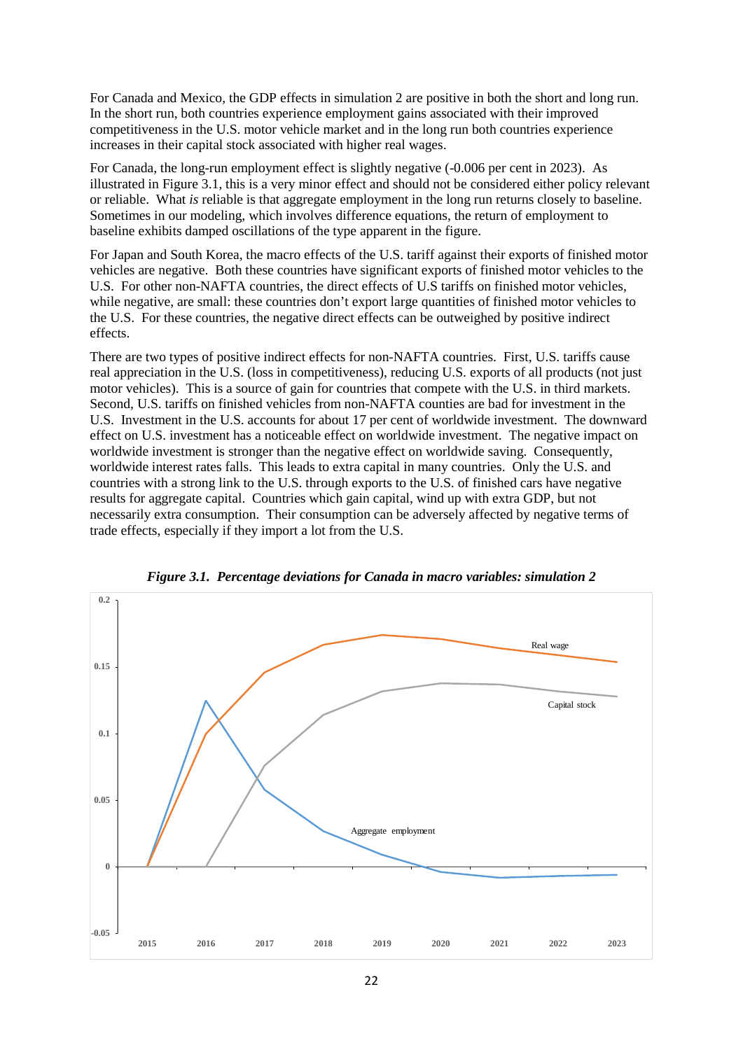For Canada and Mexico, the GDP effects in simulation 2 are positive in both the short and long run. In the short run, both countries experience employment gains associated with their improved competitiveness in the U.S. motor vehicle market and in the long run both countries experience increases in their capital stock associated with higher real wages.

For Canada, the long-run employment effect is slightly negative (-0.006 per cent in 2023). As illustrated in Figure 3.1, this is a very minor effect and should not be considered either policy relevant or reliable. What *is* reliable is that aggregate employment in the long run returns closely to baseline. Sometimes in our modeling, which involves difference equations, the return of employment to baseline exhibits damped oscillations of the type apparent in the figure.

For Japan and South Korea, the macro effects of the U.S. tariff against their exports of finished motor vehicles are negative. Both these countries have significant exports of finished motor vehicles to the U.S. For other non-NAFTA countries, the direct effects of U.S tariffs on finished motor vehicles, while negative, are small: these countries don't export large quantities of finished motor vehicles to the U.S. For these countries, the negative direct effects can be outweighed by positive indirect effects.

There are two types of positive indirect effects for non-NAFTA countries. First, U.S. tariffs cause real appreciation in the U.S. (loss in competitiveness), reducing U.S. exports of all products (not just motor vehicles). This is a source of gain for countries that compete with the U.S. in third markets. Second, U.S. tariffs on finished vehicles from non-NAFTA counties are bad for investment in the U.S. Investment in the U.S. accounts for about 17 per cent of worldwide investment. The downward effect on U.S. investment has a noticeable effect on worldwide investment. The negative impact on worldwide investment is stronger than the negative effect on worldwide saving. Consequently, worldwide interest rates falls. This leads to extra capital in many countries. Only the U.S. and countries with a strong link to the U.S. through exports to the U.S. of finished cars have negative results for aggregate capital. Countries which gain capital, wind up with extra GDP, but not necessarily extra consumption. Their consumption can be adversely affected by negative terms of trade effects, especially if they import a lot from the U.S.

***Figure 3.1. Percentage deviations for Canada in macro variables: simulation 2***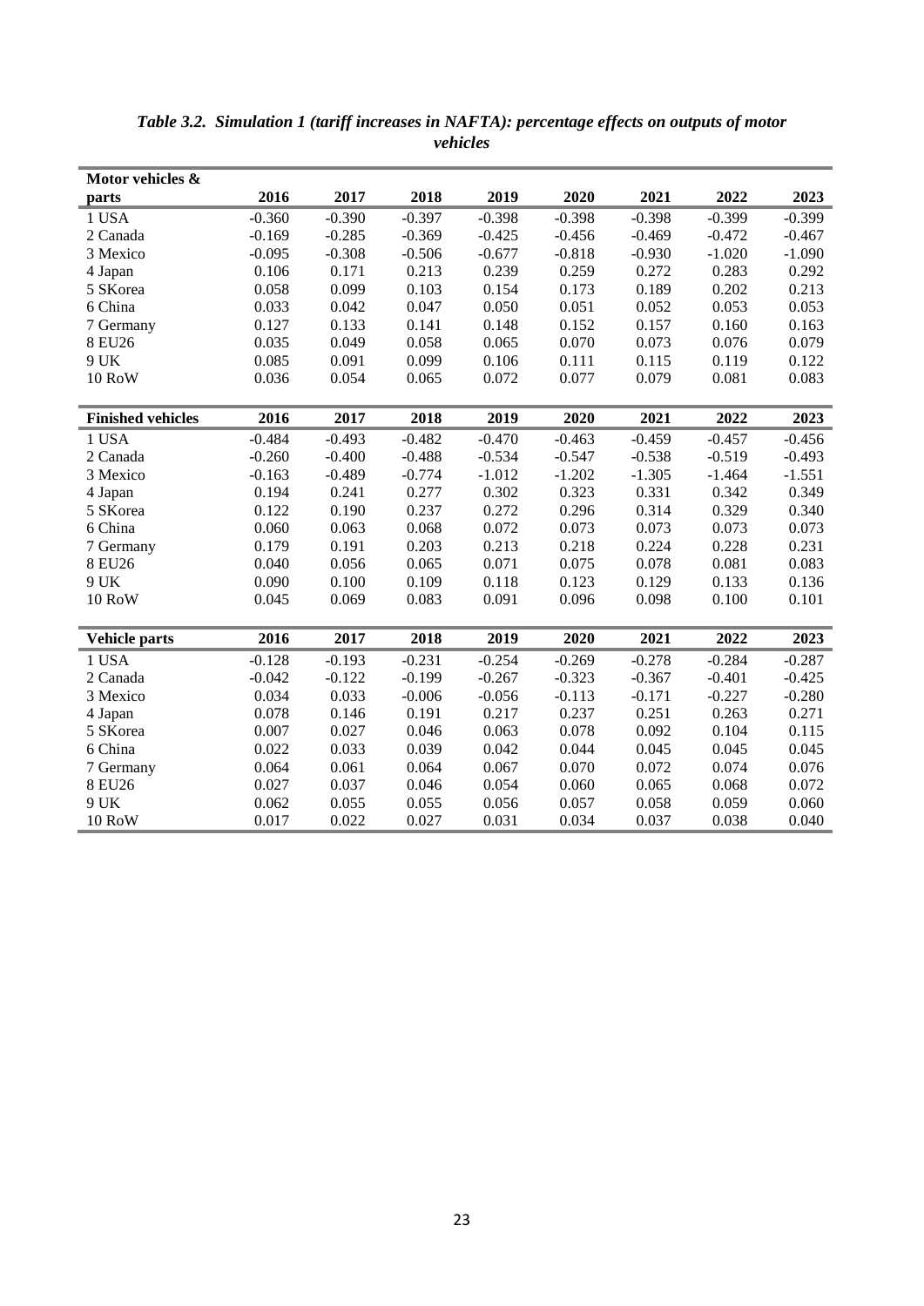*Table 3.2. Simulation 1 (tariff increases in NAFTA): percentage effects on outputs of motor vehicles*

| Motor vehicles & parts | 2016 | 2017 | 2018 | 2019 | 2020 | 2021 | 2022 | 2023 |
|---|---|---|---|---|---|---|---|---|
| 1 USA | -0.360 | -0.390 | -0.397 | -0.398 | -0.398 | -0.398 | -0.399 | -0.399 |
| 2 Canada | -0.169 | -0.285 | -0.369 | -0.425 | -0.456 | -0.469 | -0.472 | -0.467 |
| 3 Mexico | -0.095 | -0.308 | -0.506 | -0.677 | -0.818 | -0.930 | -1.020 | -1.090 |
| 4 Japan | 0.106 | 0.171 | 0.213 | 0.239 | 0.259 | 0.272 | 0.283 | 0.292 |
| 5 SKorea | 0.058 | 0.099 | 0.103 | 0.154 | 0.173 | 0.189 | 0.202 | 0.213 |
| 6 China | 0.033 | 0.042 | 0.047 | 0.050 | 0.051 | 0.052 | 0.053 | 0.053 |
| 7 Germany | 0.127 | 0.133 | 0.141 | 0.148 | 0.152 | 0.157 | 0.160 | 0.163 |
| 8 EU26 | 0.035 | 0.049 | 0.058 | 0.065 | 0.070 | 0.073 | 0.076 | 0.079 |
| 9 UK | 0.085 | 0.091 | 0.099 | 0.106 | 0.111 | 0.115 | 0.119 | 0.122 |
| 10 RoW | 0.036 | 0.054 | 0.065 | 0.072 | 0.077 | 0.079 | 0.081 | 0.083 |
| **Finished vehicles** | **2016** | **2017** | **2018** | **2019** | **2020** | **2021** | **2022** | **2023** |
| 1 USA | -0.484 | -0.493 | -0.482 | -0.470 | -0.463 | -0.459 | -0.457 | -0.456 |
| 2 Canada | -0.260 | -0.400 | -0.488 | -0.534 | -0.547 | -0.538 | -0.519 | -0.493 |
| 3 Mexico | -0.163 | -0.489 | -0.774 | -1.012 | -1.202 | -1.305 | -1.464 | -1.551 |
| 4 Japan | 0.194 | 0.241 | 0.277 | 0.302 | 0.323 | 0.331 | 0.342 | 0.349 |
| 5 SKorea | 0.122 | 0.190 | 0.237 | 0.272 | 0.296 | 0.314 | 0.329 | 0.340 |
| 6 China | 0.060 | 0.063 | 0.068 | 0.072 | 0.073 | 0.073 | 0.073 | 0.073 |
| 7 Germany | 0.179 | 0.191 | 0.203 | 0.213 | 0.218 | 0.224 | 0.228 | 0.231 |
| 8 EU26 | 0.040 | 0.056 | 0.065 | 0.071 | 0.075 | 0.078 | 0.081 | 0.083 |
| 9 UK | 0.090 | 0.100 | 0.109 | 0.118 | 0.123 | 0.129 | 0.133 | 0.136 |
| 10 RoW | 0.045 | 0.069 | 0.083 | 0.091 | 0.096 | 0.098 | 0.100 | 0.101 |
| **Vehicle parts** | **2016** | **2017** | **2018** | **2019** | **2020** | **2021** | **2022** | **2023** |
| 1 USA | -0.128 | -0.193 | -0.231 | -0.254 | -0.269 | -0.278 | -0.284 | -0.287 |
| 2 Canada | -0.042 | -0.122 | -0.199 | -0.267 | -0.323 | -0.367 | -0.401 | -0.425 |
| 3 Mexico | 0.034 | 0.033 | -0.006 | -0.056 | -0.113 | -0.171 | -0.227 | -0.280 |
| 4 Japan | 0.078 | 0.146 | 0.191 | 0.217 | 0.237 | 0.251 | 0.263 | 0.271 |
| 5 SKorea | 0.007 | 0.027 | 0.046 | 0.063 | 0.078 | 0.092 | 0.104 | 0.115 |
| 6 China | 0.022 | 0.033 | 0.039 | 0.042 | 0.044 | 0.045 | 0.045 | 0.045 |
| 7 Germany | 0.064 | 0.061 | 0.064 | 0.067 | 0.070 | 0.072 | 0.074 | 0.076 |
| 8 EU26 | 0.027 | 0.037 | 0.046 | 0.054 | 0.060 | 0.065 | 0.068 | 0.072 |
| 9 UK | 0.062 | 0.055 | 0.055 | 0.056 | 0.057 | 0.058 | 0.059 | 0.060 |
| 10 RoW | 0.017 | 0.022 | 0.027 | 0.031 | 0.034 | 0.037 | 0.038 | 0.040 |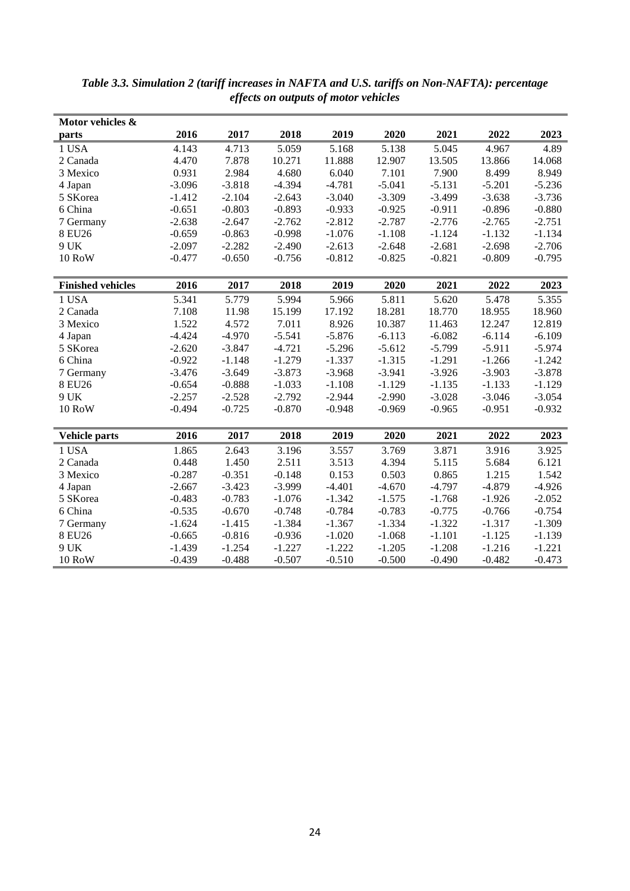*Table 3.3. Simulation 2 (tariff increases in NAFTA and U.S. tariffs on Non-NAFTA): percentage effects on outputs of motor vehicles*

| Motor vehicles & parts | 2016 | 2017 | 2018 | 2019 | 2020 | 2021 | 2022 | 2023 |
|---|---|---|---|---|---|---|---|---|
| 1 USA | 4.143 | 4.713 | 5.059 | 5.168 | 5.138 | 5.045 | 4.967 | 4.89 |
| 2 Canada | 4.470 | 7.878 | 10.271 | 11.888 | 12.907 | 13.505 | 13.866 | 14.068 |
| 3 Mexico | 0.931 | 2.984 | 4.680 | 6.040 | 7.101 | 7.900 | 8.499 | 8.949 |
| 4 Japan | -3.096 | -3.818 | -4.394 | -4.781 | -5.041 | -5.131 | -5.201 | -5.236 |
| 5 SKorea | -1.412 | -2.104 | -2.643 | -3.040 | -3.309 | -3.499 | -3.638 | -3.736 |
| 6 China | -0.651 | -0.803 | -0.893 | -0.933 | -0.925 | -0.911 | -0.896 | -0.880 |
| 7 Germany | -2.638 | -2.647 | -2.762 | -2.812 | -2.787 | -2.776 | -2.765 | -2.751 |
| 8 EU26 | -0.659 | -0.863 | -0.998 | -1.076 | -1.108 | -1.124 | -1.132 | -1.134 |
| 9 UK | -2.097 | -2.282 | -2.490 | -2.613 | -2.648 | -2.681 | -2.698 | -2.706 |
| 10 RoW | -0.477 | -0.650 | -0.756 | -0.812 | -0.825 | -0.821 | -0.809 | -0.795 |

| Finished vehicles | 2016 | 2017 | 2018 | 2019 | 2020 | 2021 | 2022 | 2023 |
|---|---|---|---|---|---|---|---|---|
| 1 USA | 5.341 | 5.779 | 5.994 | 5.966 | 5.811 | 5.620 | 5.478 | 5.355 |
| 2 Canada | 7.108 | 11.98 | 15.199 | 17.192 | 18.281 | 18.770 | 18.955 | 18.960 |
| 3 Mexico | 1.522 | 4.572 | 7.011 | 8.926 | 10.387 | 11.463 | 12.247 | 12.819 |
| 4 Japan | -4.424 | -4.970 | -5.541 | -5.876 | -6.113 | -6.082 | -6.114 | -6.109 |
| 5 SKorea | -2.620 | -3.847 | -4.721 | -5.296 | -5.612 | -5.799 | -5.911 | -5.974 |
| 6 China | -0.922 | -1.148 | -1.279 | -1.337 | -1.315 | -1.291 | -1.266 | -1.242 |
| 7 Germany | -3.476 | -3.649 | -3.873 | -3.968 | -3.941 | -3.926 | -3.903 | -3.878 |
| 8 EU26 | -0.654 | -0.888 | -1.033 | -1.108 | -1.129 | -1.135 | -1.133 | -1.129 |
| 9 UK | -2.257 | -2.528 | -2.792 | -2.944 | -2.990 | -3.028 | -3.046 | -3.054 |
| 10 RoW | -0.494 | -0.725 | -0.870 | -0.948 | -0.969 | -0.965 | -0.951 | -0.932 |

| Vehicle parts | 2016 | 2017 | 2018 | 2019 | 2020 | 2021 | 2022 | 2023 |
|---|---|---|---|---|---|---|---|---|
| 1 USA | 1.865 | 2.643 | 3.196 | 3.557 | 3.769 | 3.871 | 3.916 | 3.925 |
| 2 Canada | 0.448 | 1.450 | 2.511 | 3.513 | 4.394 | 5.115 | 5.684 | 6.121 |
| 3 Mexico | -0.287 | -0.351 | -0.148 | 0.153 | 0.503 | 0.865 | 1.215 | 1.542 |
| 4 Japan | -2.667 | -3.423 | -3.999 | -4.401 | -4.670 | -4.797 | -4.879 | -4.926 |
| 5 SKorea | -0.483 | -0.783 | -1.076 | -1.342 | -1.575 | -1.768 | -1.926 | -2.052 |
| 6 China | -0.535 | -0.670 | -0.748 | -0.784 | -0.783 | -0.775 | -0.766 | -0.754 |
| 7 Germany | -1.624 | -1.415 | -1.384 | -1.367 | -1.334 | -1.322 | -1.317 | -1.309 |
| 8 EU26 | -0.665 | -0.816 | -0.936 | -1.020 | -1.068 | -1.101 | -1.125 | -1.139 |
| 9 UK | -1.439 | -1.254 | -1.227 | -1.222 | -1.205 | -1.208 | -1.216 | -1.221 |
| 10 RoW | -0.439 | -0.488 | -0.507 | -0.510 | -0.500 | -0.490 | -0.482 | -0.473 |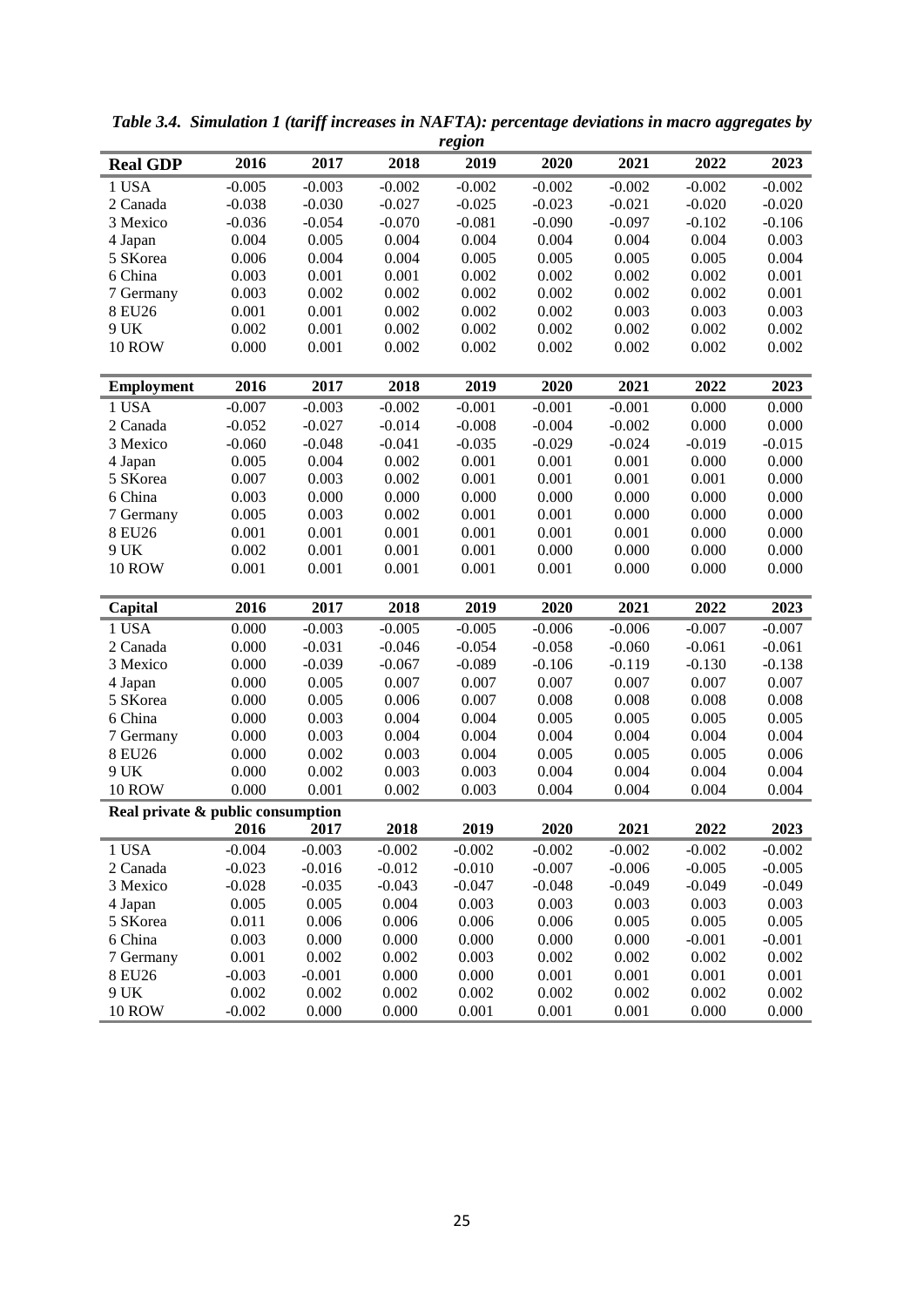*Table 3.4. Simulation 1 (tariff increases in NAFTA): percentage deviations in macro aggregates by region*

| **Real GDP** | 2016 | 2017 | 2018 | 2019 | 2020 | 2021 | 2022 | 2023 |
|---|---|---|---|---|---|---|---|---|
| 1 USA | -0.005 | -0.003 | -0.002 | -0.002 | -0.002 | -0.002 | -0.002 | -0.002 |
| 2 Canada | -0.038 | -0.030 | -0.027 | -0.025 | -0.023 | -0.021 | -0.020 | -0.020 |
| 3 Mexico | -0.036 | -0.054 | -0.070 | -0.081 | -0.090 | -0.097 | -0.102 | -0.106 |
| 4 Japan | 0.004 | 0.005 | 0.004 | 0.004 | 0.004 | 0.004 | 0.004 | 0.003 |
| 5 SKorea | 0.006 | 0.004 | 0.004 | 0.005 | 0.005 | 0.005 | 0.005 | 0.004 |
| 6 China | 0.003 | 0.001 | 0.001 | 0.002 | 0.002 | 0.002 | 0.002 | 0.001 |
| 7 Germany | 0.003 | 0.002 | 0.002 | 0.002 | 0.002 | 0.002 | 0.002 | 0.001 |
| 8 EU26 | 0.001 | 0.001 | 0.002 | 0.002 | 0.002 | 0.003 | 0.003 | 0.003 |
| 9 UK | 0.002 | 0.001 | 0.002 | 0.002 | 0.002 | 0.002 | 0.002 | 0.002 |
| 10 ROW | 0.000 | 0.001 | 0.002 | 0.002 | 0.002 | 0.002 | 0.002 | 0.002 |
| **Employment** | **2016** | **2017** | **2018** | **2019** | **2020** | **2021** | **2022** | **2023** |
| 1 USA | -0.007 | -0.003 | -0.002 | -0.001 | -0.001 | -0.001 | 0.000 | 0.000 |
| 2 Canada | -0.052 | -0.027 | -0.014 | -0.008 | -0.004 | -0.002 | 0.000 | 0.000 |
| 3 Mexico | -0.060 | -0.048 | -0.041 | -0.035 | -0.029 | -0.024 | -0.019 | -0.015 |
| 4 Japan | 0.005 | 0.004 | 0.002 | 0.001 | 0.001 | 0.001 | 0.000 | 0.000 |
| 5 SKorea | 0.007 | 0.003 | 0.002 | 0.001 | 0.001 | 0.001 | 0.001 | 0.000 |
| 6 China | 0.003 | 0.000 | 0.000 | 0.000 | 0.000 | 0.000 | 0.000 | 0.000 |
| 7 Germany | 0.005 | 0.003 | 0.002 | 0.001 | 0.001 | 0.000 | 0.000 | 0.000 |
| 8 EU26 | 0.001 | 0.001 | 0.001 | 0.001 | 0.001 | 0.001 | 0.000 | 0.000 |
| 9 UK | 0.002 | 0.001 | 0.001 | 0.001 | 0.000 | 0.000 | 0.000 | 0.000 |
| 10 ROW | 0.001 | 0.001 | 0.001 | 0.001 | 0.001 | 0.000 | 0.000 | 0.000 |
| **Capital** | **2016** | **2017** | **2018** | **2019** | **2020** | **2021** | **2022** | **2023** |
| 1 USA | 0.000 | -0.003 | -0.005 | -0.005 | -0.006 | -0.006 | -0.007 | -0.007 |
| 2 Canada | 0.000 | -0.031 | -0.046 | -0.054 | -0.058 | -0.060 | -0.061 | -0.061 |
| 3 Mexico | 0.000 | -0.039 | -0.067 | -0.089 | -0.106 | -0.119 | -0.130 | -0.138 |
| 4 Japan | 0.000 | 0.005 | 0.007 | 0.007 | 0.007 | 0.007 | 0.007 | 0.007 |
| 5 SKorea | 0.000 | 0.005 | 0.006 | 0.007 | 0.008 | 0.008 | 0.008 | 0.008 |
| 6 China | 0.000 | 0.003 | 0.004 | 0.004 | 0.005 | 0.005 | 0.005 | 0.005 |
| 7 Germany | 0.000 | 0.003 | 0.004 | 0.004 | 0.004 | 0.004 | 0.004 | 0.004 |
| 8 EU26 | 0.000 | 0.002 | 0.003 | 0.004 | 0.005 | 0.005 | 0.005 | 0.006 |
| 9 UK | 0.000 | 0.002 | 0.003 | 0.003 | 0.004 | 0.004 | 0.004 | 0.004 |
| 10 ROW | 0.000 | 0.001 | 0.002 | 0.003 | 0.004 | 0.004 | 0.004 | 0.004 |
| **Real private & public consumption** | **2016** | **2017** | **2018** | **2019** | **2020** | **2021** | **2022** | **2023** |
| 1 USA | -0.004 | -0.003 | -0.002 | -0.002 | -0.002 | -0.002 | -0.002 | -0.002 |
| 2 Canada | -0.023 | -0.016 | -0.012 | -0.010 | -0.007 | -0.006 | -0.005 | -0.005 |
| 3 Mexico | -0.028 | -0.035 | -0.043 | -0.047 | -0.048 | -0.049 | -0.049 | -0.049 |
| 4 Japan | 0.005 | 0.005 | 0.004 | 0.003 | 0.003 | 0.003 | 0.003 | 0.003 |
| 5 SKorea | 0.011 | 0.006 | 0.006 | 0.006 | 0.006 | 0.005 | 0.005 | 0.005 |
| 6 China | 0.003 | 0.000 | 0.000 | 0.000 | 0.000 | 0.000 | -0.001 | -0.001 |
| 7 Germany | 0.001 | 0.002 | 0.002 | 0.003 | 0.002 | 0.002 | 0.002 | 0.002 |
| 8 EU26 | -0.003 | -0.001 | 0.000 | 0.000 | 0.001 | 0.001 | 0.001 | 0.001 |
| 9 UK | 0.002 | 0.002 | 0.002 | 0.002 | 0.002 | 0.002 | 0.002 | 0.002 |
| 10 ROW | -0.002 | 0.000 | 0.000 | 0.001 | 0.001 | 0.001 | 0.000 | 0.000 |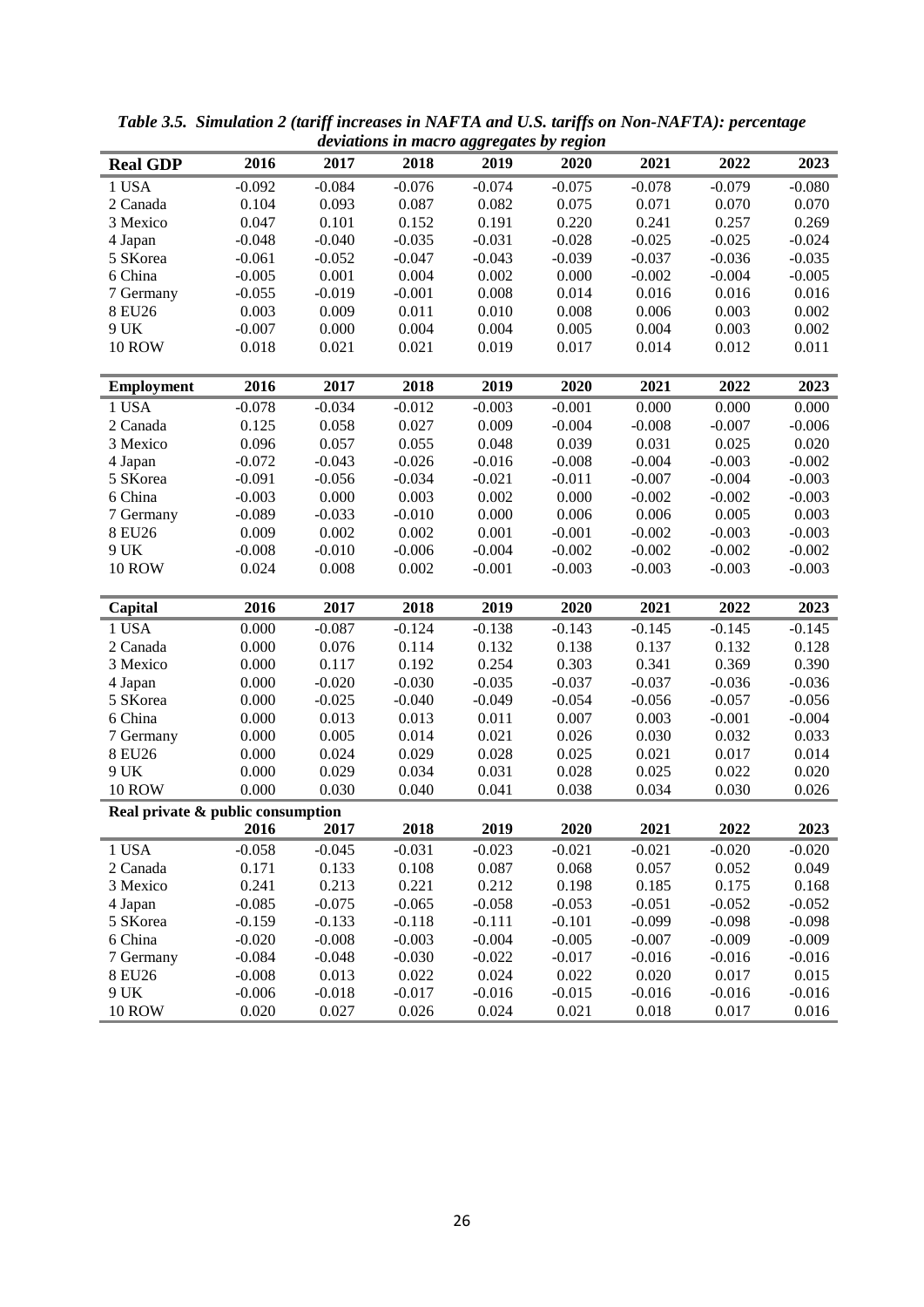*Table 3.5. Simulation 2 (tariff increases in NAFTA and U.S. tariffs on Non-NAFTA): percentage deviations in macro aggregates by region*

| **Real GDP** | 2016 | 2017 | 2018 | 2019 | 2020 | 2021 | 2022 | 2023 |
|---|---|---|---|---|---|---|---|---|
| 1 USA | -0.092 | -0.084 | -0.076 | -0.074 | -0.075 | -0.078 | -0.079 | -0.080 |
| 2 Canada | 0.104 | 0.093 | 0.087 | 0.082 | 0.075 | 0.071 | 0.070 | 0.070 |
| 3 Mexico | 0.047 | 0.101 | 0.152 | 0.191 | 0.220 | 0.241 | 0.257 | 0.269 |
| 4 Japan | -0.048 | -0.040 | -0.035 | -0.031 | -0.028 | -0.025 | -0.025 | -0.024 |
| 5 SKorea | -0.061 | -0.052 | -0.047 | -0.043 | -0.039 | -0.037 | -0.036 | -0.035 |
| 6 China | -0.005 | 0.001 | 0.004 | 0.002 | 0.000 | -0.002 | -0.004 | -0.005 |
| 7 Germany | -0.055 | -0.019 | -0.001 | 0.008 | 0.014 | 0.016 | 0.016 | 0.016 |
| 8 EU26 | 0.003 | 0.009 | 0.011 | 0.010 | 0.008 | 0.006 | 0.003 | 0.002 |
| 9 UK | -0.007 | 0.000 | 0.004 | 0.004 | 0.005 | 0.004 | 0.003 | 0.002 |
| 10 ROW | 0.018 | 0.021 | 0.021 | 0.019 | 0.017 | 0.014 | 0.012 | 0.011 |
| **Employment** | **2016** | **2017** | **2018** | **2019** | **2020** | **2021** | **2022** | **2023** |
| 1 USA | -0.078 | -0.034 | -0.012 | -0.003 | -0.001 | 0.000 | 0.000 | 0.000 |
| 2 Canada | 0.125 | 0.058 | 0.027 | 0.009 | -0.004 | -0.008 | -0.007 | -0.006 |
| 3 Mexico | 0.096 | 0.057 | 0.055 | 0.048 | 0.039 | 0.031 | 0.025 | 0.020 |
| 4 Japan | -0.072 | -0.043 | -0.026 | -0.016 | -0.008 | -0.004 | -0.003 | -0.002 |
| 5 SKorea | -0.091 | -0.056 | -0.034 | -0.021 | -0.011 | -0.007 | -0.004 | -0.003 |
| 6 China | -0.003 | 0.000 | 0.003 | 0.002 | 0.000 | -0.002 | -0.002 | -0.003 |
| 7 Germany | -0.089 | -0.033 | -0.010 | 0.000 | 0.006 | 0.006 | 0.005 | 0.003 |
| 8 EU26 | 0.009 | 0.002 | 0.002 | 0.001 | -0.001 | -0.002 | -0.003 | -0.003 |
| 9 UK | -0.008 | -0.010 | -0.006 | -0.004 | -0.002 | -0.002 | -0.002 | -0.002 |
| 10 ROW | 0.024 | 0.008 | 0.002 | -0.001 | -0.003 | -0.003 | -0.003 | -0.003 |
| **Capital** | **2016** | **2017** | **2018** | **2019** | **2020** | **2021** | **2022** | **2023** |
| 1 USA | 0.000 | -0.087 | -0.124 | -0.138 | -0.143 | -0.145 | -0.145 | -0.145 |
| 2 Canada | 0.000 | 0.076 | 0.114 | 0.132 | 0.138 | 0.137 | 0.132 | 0.128 |
| 3 Mexico | 0.000 | 0.117 | 0.192 | 0.254 | 0.303 | 0.341 | 0.369 | 0.390 |
| 4 Japan | 0.000 | -0.020 | -0.030 | -0.035 | -0.037 | -0.037 | -0.036 | -0.036 |
| 5 SKorea | 0.000 | -0.025 | -0.040 | -0.049 | -0.054 | -0.056 | -0.057 | -0.056 |
| 6 China | 0.000 | 0.013 | 0.013 | 0.011 | 0.007 | 0.003 | -0.001 | -0.004 |
| 7 Germany | 0.000 | 0.005 | 0.014 | 0.021 | 0.026 | 0.030 | 0.032 | 0.033 |
| 8 EU26 | 0.000 | 0.024 | 0.029 | 0.028 | 0.025 | 0.021 | 0.017 | 0.014 |
| 9 UK | 0.000 | 0.029 | 0.034 | 0.031 | 0.028 | 0.025 | 0.022 | 0.020 |
| 10 ROW | 0.000 | 0.030 | 0.040 | 0.041 | 0.038 | 0.034 | 0.030 | 0.026 |
| **Real private & public consumption** | **2016** | **2017** | **2018** | **2019** | **2020** | **2021** | **2022** | **2023** |
| 1 USA | -0.058 | -0.045 | -0.031 | -0.023 | -0.021 | -0.021 | -0.020 | -0.020 |
| 2 Canada | 0.171 | 0.133 | 0.108 | 0.087 | 0.068 | 0.057 | 0.052 | 0.049 |
| 3 Mexico | 0.241 | 0.213 | 0.221 | 0.212 | 0.198 | 0.185 | 0.175 | 0.168 |
| 4 Japan | -0.085 | -0.075 | -0.065 | -0.058 | -0.053 | -0.051 | -0.052 | -0.052 |
| 5 SKorea | -0.159 | -0.133 | -0.118 | -0.111 | -0.101 | -0.099 | -0.098 | -0.098 |
| 6 China | -0.020 | -0.008 | -0.003 | -0.004 | -0.005 | -0.007 | -0.009 | -0.009 |
| 7 Germany | -0.084 | -0.048 | -0.030 | -0.022 | -0.017 | -0.016 | -0.016 | -0.016 |
| 8 EU26 | -0.008 | 0.013 | 0.022 | 0.024 | 0.022 | 0.020 | 0.017 | 0.015 |
| 9 UK | -0.006 | -0.018 | -0.017 | -0.016 | -0.015 | -0.016 | -0.016 | -0.016 |
| 10 ROW | 0.020 | 0.027 | 0.026 | 0.024 | 0.021 | 0.018 | 0.017 | 0.016 |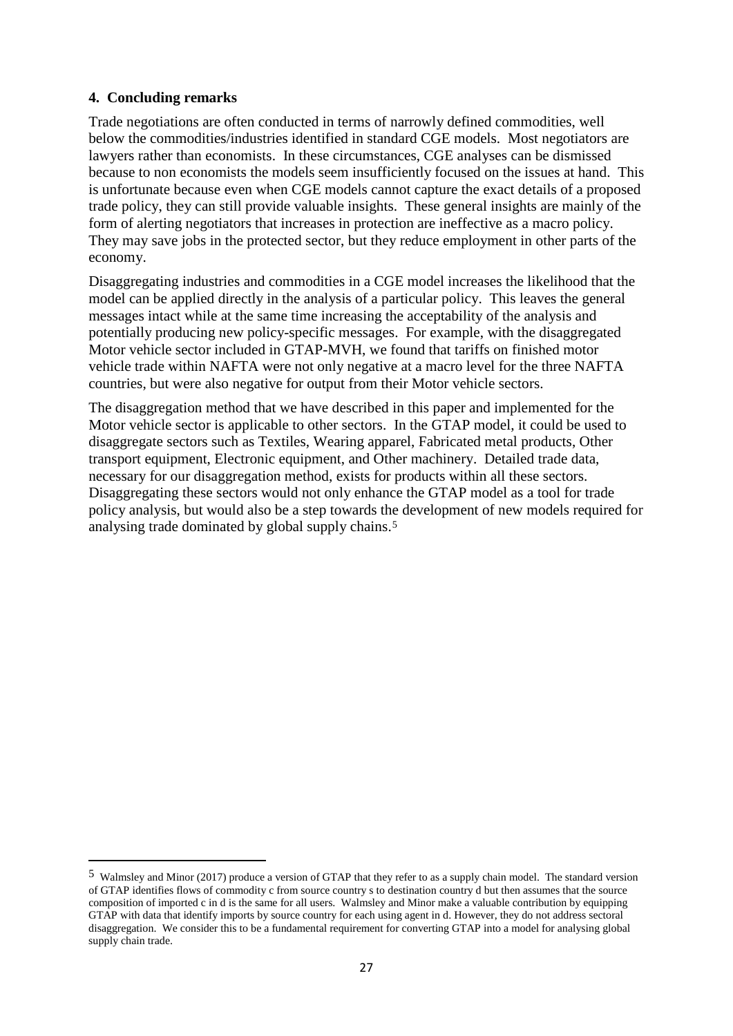## 4. Concluding remarks

Trade negotiations are often conducted in terms of narrowly defined commodities, well below the commodities/industries identified in standard CGE models. Most negotiators are lawyers rather than economists. In these circumstances, CGE analyses can be dismissed because to non economists the models seem insufficiently focused on the issues at hand. This is unfortunate because even when CGE models cannot capture the exact details of a proposed trade policy, they can still provide valuable insights. These general insights are mainly of the form of alerting negotiators that increases in protection are ineffective as a macro policy. They may save jobs in the protected sector, but they reduce employment in other parts of the economy.

Disaggregating industries and commodities in a CGE model increases the likelihood that the model can be applied directly in the analysis of a particular policy. This leaves the general messages intact while at the same time increasing the acceptability of the analysis and potentially producing new policy-specific messages. For example, with the disaggregated Motor vehicle sector included in GTAP-MVH, we found that tariffs on finished motor vehicle trade within NAFTA were not only negative at a macro level for the three NAFTA countries, but were also negative for output from their Motor vehicle sectors.

The disaggregation method that we have described in this paper and implemented for the Motor vehicle sector is applicable to other sectors. In the GTAP model, it could be used to disaggregate sectors such as Textiles, Wearing apparel, Fabricated metal products, Other transport equipment, Electronic equipment, and Other machinery. Detailed trade data, necessary for our disaggregation method, exists for products within all these sectors. Disaggregating these sectors would not only enhance the GTAP model as a tool for trade policy analysis, but would also be a step towards the development of new models required for analysing trade dominated by global supply chains.[5]

[5] Walmsley and Minor (2017) produce a version of GTAP that they refer to as a supply chain model. The standard version of GTAP identifies flows of commodity c from source country s to destination country d but then assumes that the source composition of imported c in d is the same for all users. Walmsley and Minor make a valuable contribution by equipping GTAP with data that identify imports by source country for each using agent in d. However, they do not address sectoral disaggregation. We consider this to be a fundamental requirement for converting GTAP into a model for analysing global supply chain trade.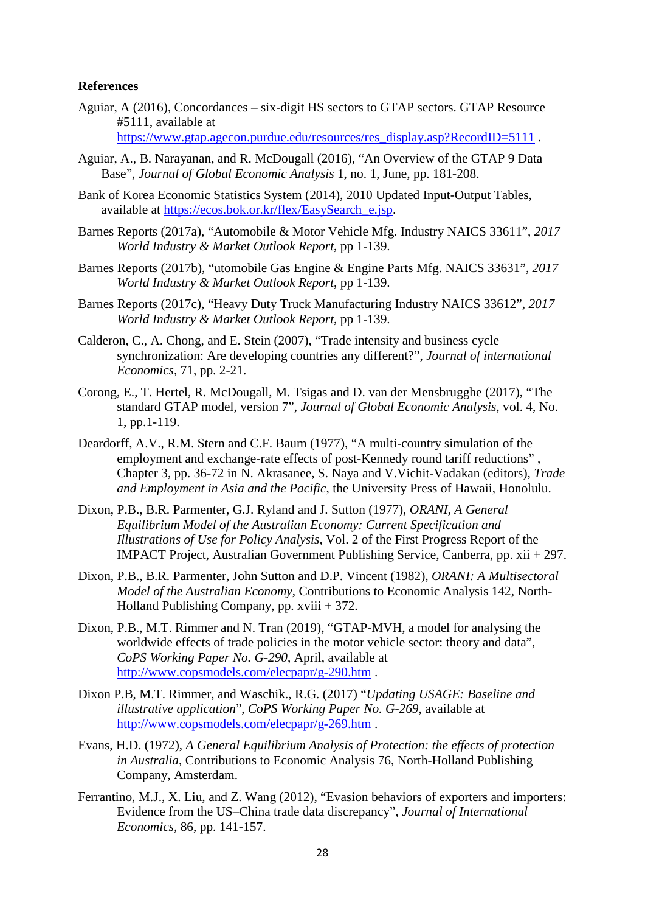**References**

Aguiar, A (2016), Concordances – six-digit HS sectors to GTAP sectors. GTAP Resource #5111, available at https://www.gtap.agecon.purdue.edu/resources/res_display.asp?RecordID=5111 .

Aguiar, A., B. Narayanan, and R. McDougall (2016), "An Overview of the GTAP 9 Data Base", *Journal of Global Economic Analysis* 1, no. 1, June, pp. 181-208.

Bank of Korea Economic Statistics System (2014), 2010 Updated Input-Output Tables, available at https://ecos.bok.or.kr/flex/EasySearch_e.jsp.

Barnes Reports (2017a), "Automobile & Motor Vehicle Mfg. Industry NAICS 33611", *2017 World Industry & Market Outlook Report*, pp 1-139.

Barnes Reports (2017b), "utomobile Gas Engine & Engine Parts Mfg. NAICS 33631", *2017 World Industry & Market Outlook Report*, pp 1-139.

Barnes Reports (2017c), "Heavy Duty Truck Manufacturing Industry NAICS 33612", *2017 World Industry & Market Outlook Report*, pp 1-139.

Calderon, C., A. Chong, and E. Stein (2007), "Trade intensity and business cycle synchronization: Are developing countries any different?", *Journal of international Economics*, 71, pp. 2-21.

Corong, E., T. Hertel, R. McDougall, M. Tsigas and D. van der Mensbrugghe (2017), "The standard GTAP model, version 7", *Journal of Global Economic Analysis*, vol. 4, No. 1, pp.1-119.

Deardorff, A.V., R.M. Stern and C.F. Baum (1977), "A multi-country simulation of the employment and exchange-rate effects of post-Kennedy round tariff reductions" , Chapter 3, pp. 36-72 in N. Akrasanee, S. Naya and V.Vichit-Vadakan (editors), *Trade and Employment in Asia and the Pacific*, the University Press of Hawaii, Honolulu.

Dixon, P.B., B.R. Parmenter, G.J. Ryland and J. Sutton (1977), *ORANI, A General Equilibrium Model of the Australian Economy: Current Specification and Illustrations of Use for Policy Analysis*, Vol. 2 of the First Progress Report of the IMPACT Project, Australian Government Publishing Service, Canberra, pp. xii + 297.

Dixon, P.B., B.R. Parmenter, John Sutton and D.P. Vincent (1982), *ORANI: A Multisectoral Model of the Australian Economy*, Contributions to Economic Analysis 142, North-Holland Publishing Company, pp. xviii + 372.

Dixon, P.B., M.T. Rimmer and N. Tran (2019), "GTAP-MVH, a model for analysing the worldwide effects of trade policies in the motor vehicle sector: theory and data", *CoPS Working Paper No. G-290*, April, available at http://www.copsmodels.com/elecpapr/g-290.htm .

Dixon P.B, M.T. Rimmer, and Waschik., R.G. (2017) "*Updating USAGE: Baseline and illustrative application*", *CoPS Working Paper No. G-269*, available at http://www.copsmodels.com/elecpapr/g-269.htm .

Evans, H.D. (1972), *A General Equilibrium Analysis of Protection: the effects of protection in Australia*, Contributions to Economic Analysis 76, North-Holland Publishing Company, Amsterdam.

Ferrantino, M.J., X. Liu, and Z. Wang (2012), "Evasion behaviors of exporters and importers: Evidence from the US–China trade data discrepancy", *Journal of International Economics*, 86, pp. 141-157.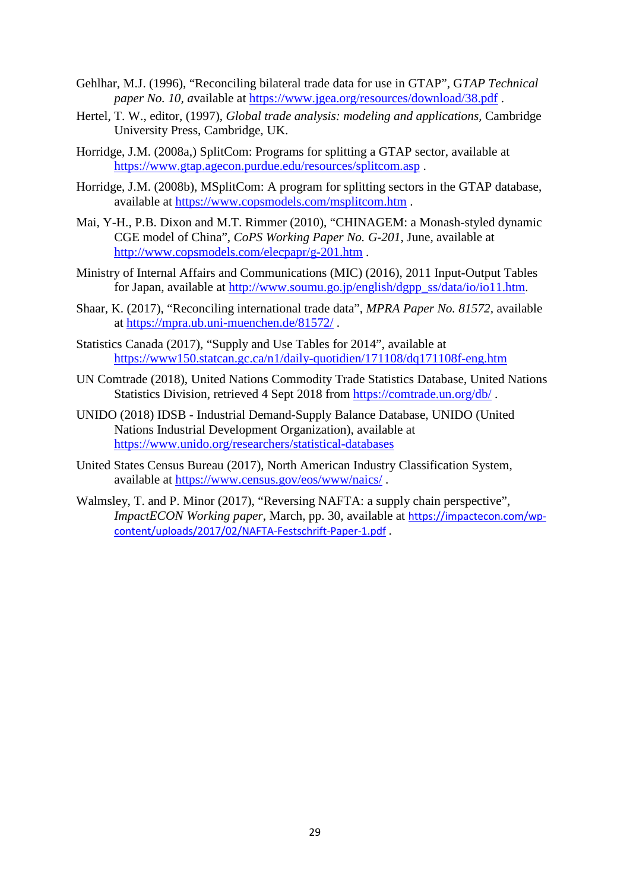Gehlhar, M.J. (1996), "Reconciling bilateral trade data for use in GTAP", G*TAP Technical paper No. 10, a*vailable at https://www.jgea.org/resources/download/38.pdf .

Hertel, T. W., editor, (1997), *Global trade analysis: modeling and applications,* Cambridge University Press, Cambridge, UK.

Horridge, J.M. (2008a,) SplitCom: Programs for splitting a GTAP sector, available at https://www.gtap.agecon.purdue.edu/resources/splitcom.asp .

Horridge, J.M. (2008b), MSplitCom: A program for splitting sectors in the GTAP database, available at https://www.copsmodels.com/msplitcom.htm .

Mai, Y-H., P.B. Dixon and M.T. Rimmer (2010), "CHINAGEM: a Monash-styled dynamic CGE model of China", *CoPS Working Paper No. G-201*, June, available at http://www.copsmodels.com/elecpapr/g-201.htm .

Ministry of Internal Affairs and Communications (MIC) (2016), 2011 Input-Output Tables for Japan, available at http://www.soumu.go.jp/english/dgpp_ss/data/io/io11.htm.

Shaar, K. (2017), "Reconciling international trade data", *MPRA Paper No. 81572*, available at https://mpra.ub.uni-muenchen.de/81572/ .

Statistics Canada (2017), "Supply and Use Tables for 2014", available at https://www150.statcan.gc.ca/n1/daily-quotidien/171108/dq171108f-eng.htm

UN Comtrade (2018), United Nations Commodity Trade Statistics Database, United Nations Statistics Division, retrieved 4 Sept 2018 from https://comtrade.un.org/db/ .

UNIDO (2018) IDSB - Industrial Demand-Supply Balance Database, UNIDO (United Nations Industrial Development Organization), available at https://www.unido.org/researchers/statistical-databases

United States Census Bureau (2017), North American Industry Classification System, available at https://www.census.gov/eos/www/naics/ .

Walmsley, T. and P. Minor (2017), "Reversing NAFTA: a supply chain perspective", *ImpactECON Working paper*, March, pp. 30, available at https://impactecon.com/wp-content/uploads/2017/02/NAFTA-Festschrift-Paper-1.pdf .